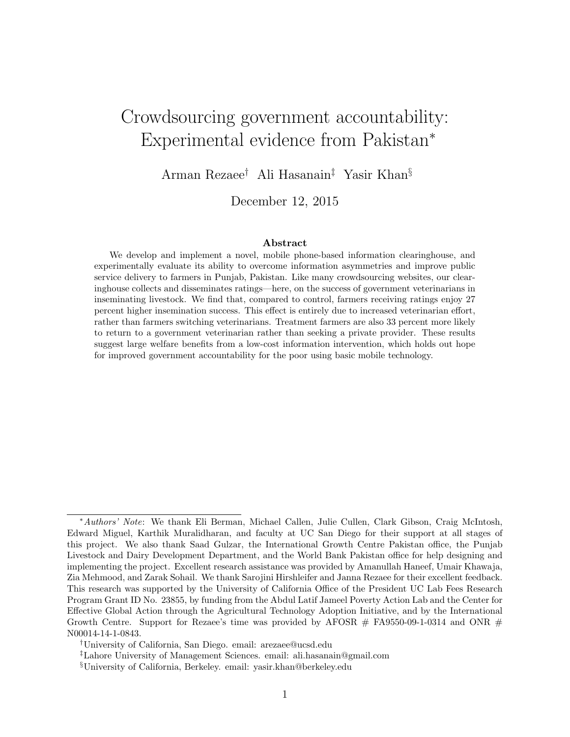# Crowdsourcing government accountability: Experimental evidence from Pakistan[*]

Arman Rezaee[†] Ali Hasanain[‡] Yasir Khan[§]

December 12, 2015

## Abstract

We develop and implement a novel, mobile phone-based information clearinghouse, and experimentally evaluate its ability to overcome information asymmetries and improve public service delivery to farmers in Punjab, Pakistan. Like many crowdsourcing websites, our clearinghouse collects and disseminates ratings—here, on the success of government veterinarians in inseminating livestock. We find that, compared to control, farmers receiving ratings enjoy 27 percent higher insemination success. This effect is entirely due to increased veterinarian effort, rather than farmers switching veterinarians. Treatment farmers are also 33 percent more likely to return to a government veterinarian rather than seeking a private provider. These results suggest large welfare benefits from a low-cost information intervention, which holds out hope for improved government accountability for the poor using basic mobile technology.

---

[*] *Authors' Note*: We thank Eli Berman, Michael Callen, Julie Cullen, Clark Gibson, Craig McIntosh, Edward Miguel, Karthik Muralidharan, and faculty at UC San Diego for their support at all stages of this project. We also thank Saad Gulzar, the International Growth Centre Pakistan office, the Punjab Livestock and Dairy Development Department, and the World Bank Pakistan office for help designing and implementing the project. Excellent research assistance was provided by Amanullah Haneef, Umair Khawaja, Zia Mehmood, and Zarak Sohail. We thank Sarojini Hirshleifer and Janna Rezaee for their excellent feedback. This research was supported by the University of California Office of the President UC Lab Fees Research Program Grant ID No. 23855, by funding from the Abdul Latif Jameel Poverty Action Lab and the Center for Effective Global Action through the Agricultural Technology Adoption Initiative, and by the International Growth Centre. Support for Rezaee's time was provided by AFOSR # FA9550-09-1-0314 and ONR # N00014-14-1-0843.

[†] University of California, San Diego. email: arezaee@ucsd.edu

[‡] Lahore University of Management Sciences. email: ali.hasanain@gmail.com

[§] University of California, Berkeley. email: yasir.khan@berkeley.edu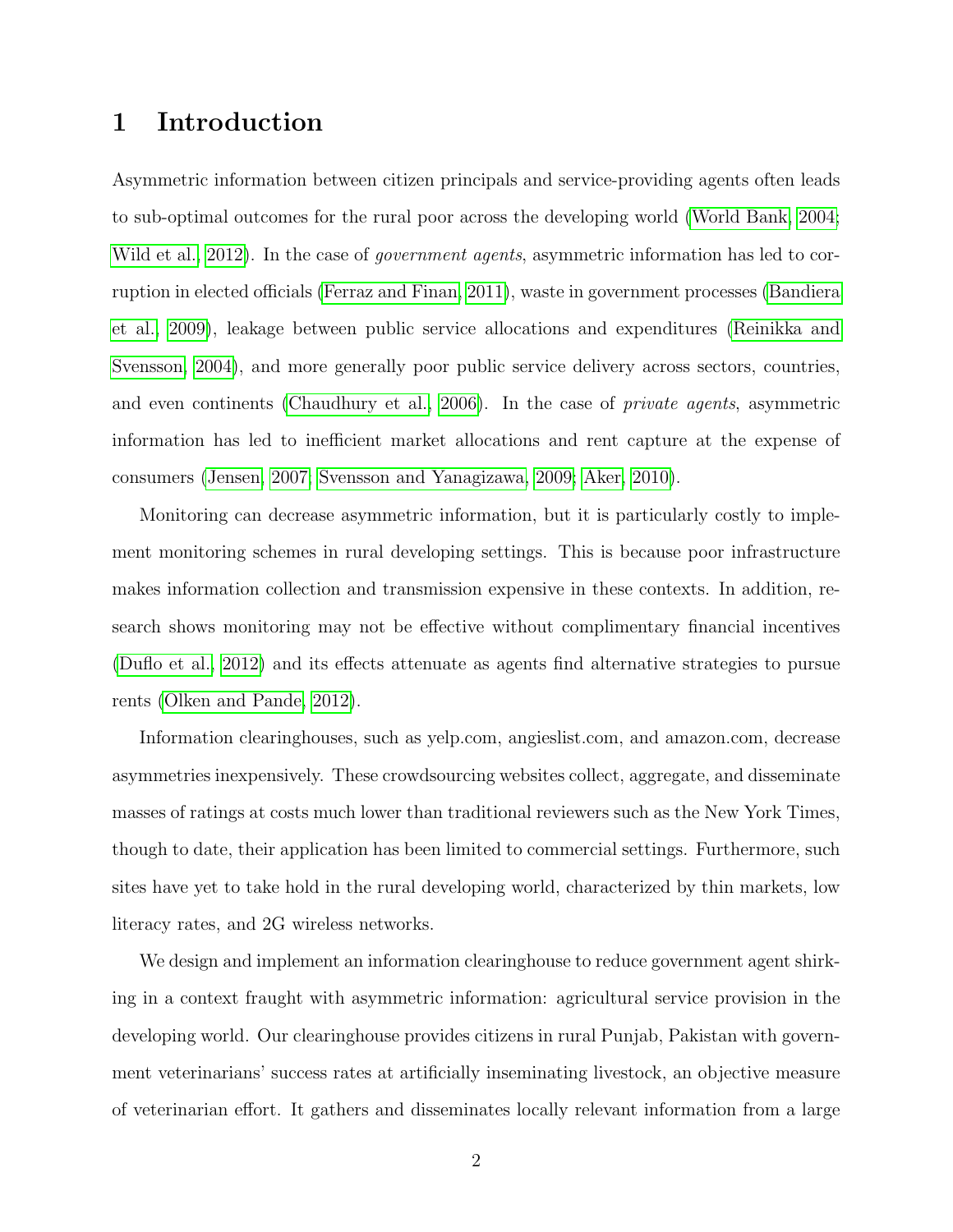# 1 Introduction

Asymmetric information between citizen principals and service-providing agents often leads to sub-optimal outcomes for the rural poor across the developing world (World Bank, 2004; Wild et al., 2012). In the case of *government agents*, asymmetric information has led to corruption in elected officials (Ferraz and Finan, 2011), waste in government processes (Bandiera et al., 2009), leakage between public service allocations and expenditures (Reinikka and Svensson, 2004), and more generally poor public service delivery across sectors, countries, and even continents (Chaudhury et al., 2006). In the case of *private agents*, asymmetric information has led to inefficient market allocations and rent capture at the expense of consumers (Jensen, 2007; Svensson and Yanagizawa, 2009; Aker, 2010).

Monitoring can decrease asymmetric information, but it is particularly costly to implement monitoring schemes in rural developing settings. This is because poor infrastructure makes information collection and transmission expensive in these contexts. In addition, research shows monitoring may not be effective without complimentary financial incentives (Duflo et al., 2012) and its effects attenuate as agents find alternative strategies to pursue rents (Olken and Pande, 2012).

Information clearinghouses, such as yelp.com, angieslist.com, and amazon.com, decrease asymmetries inexpensively. These crowdsourcing websites collect, aggregate, and disseminate masses of ratings at costs much lower than traditional reviewers such as the New York Times, though to date, their application has been limited to commercial settings. Furthermore, such sites have yet to take hold in the rural developing world, characterized by thin markets, low literacy rates, and 2G wireless networks.

We design and implement an information clearinghouse to reduce government agent shirking in a context fraught with asymmetric information: agricultural service provision in the developing world. Our clearinghouse provides citizens in rural Punjab, Pakistan with government veterinarians' success rates at artificially inseminating livestock, an objective measure of veterinarian effort. It gathers and disseminates locally relevant information from a large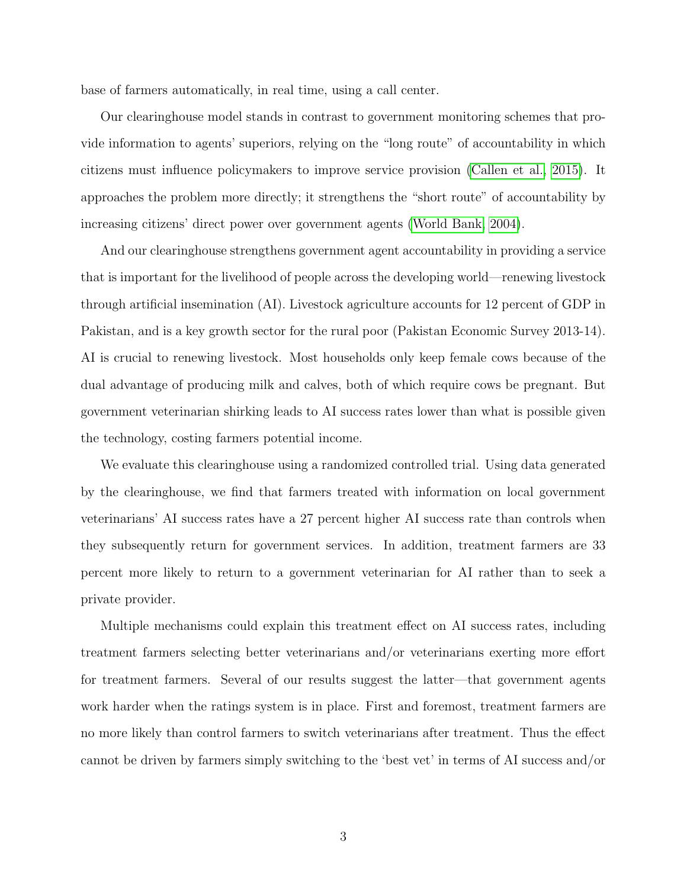base of farmers automatically, in real time, using a call center.

Our clearinghouse model stands in contrast to government monitoring schemes that provide information to agents' superiors, relying on the "long route" of accountability in which citizens must influence policymakers to improve service provision (Callen et al., 2015). It approaches the problem more directly; it strengthens the "short route" of accountability by increasing citizens' direct power over government agents (World Bank, 2004).

And our clearinghouse strengthens government agent accountability in providing a service that is important for the livelihood of people across the developing world—renewing livestock through artificial insemination (AI). Livestock agriculture accounts for 12 percent of GDP in Pakistan, and is a key growth sector for the rural poor (Pakistan Economic Survey 2013-14). AI is crucial to renewing livestock. Most households only keep female cows because of the dual advantage of producing milk and calves, both of which require cows be pregnant. But government veterinarian shirking leads to AI success rates lower than what is possible given the technology, costing farmers potential income.

We evaluate this clearinghouse using a randomized controlled trial. Using data generated by the clearinghouse, we find that farmers treated with information on local government veterinarians' AI success rates have a 27 percent higher AI success rate than controls when they subsequently return for government services. In addition, treatment farmers are 33 percent more likely to return to a government veterinarian for AI rather than to seek a private provider.

Multiple mechanisms could explain this treatment effect on AI success rates, including treatment farmers selecting better veterinarians and/or veterinarians exerting more effort for treatment farmers. Several of our results suggest the latter—that government agents work harder when the ratings system is in place. First and foremost, treatment farmers are no more likely than control farmers to switch veterinarians after treatment. Thus the effect cannot be driven by farmers simply switching to the 'best vet' in terms of AI success and/or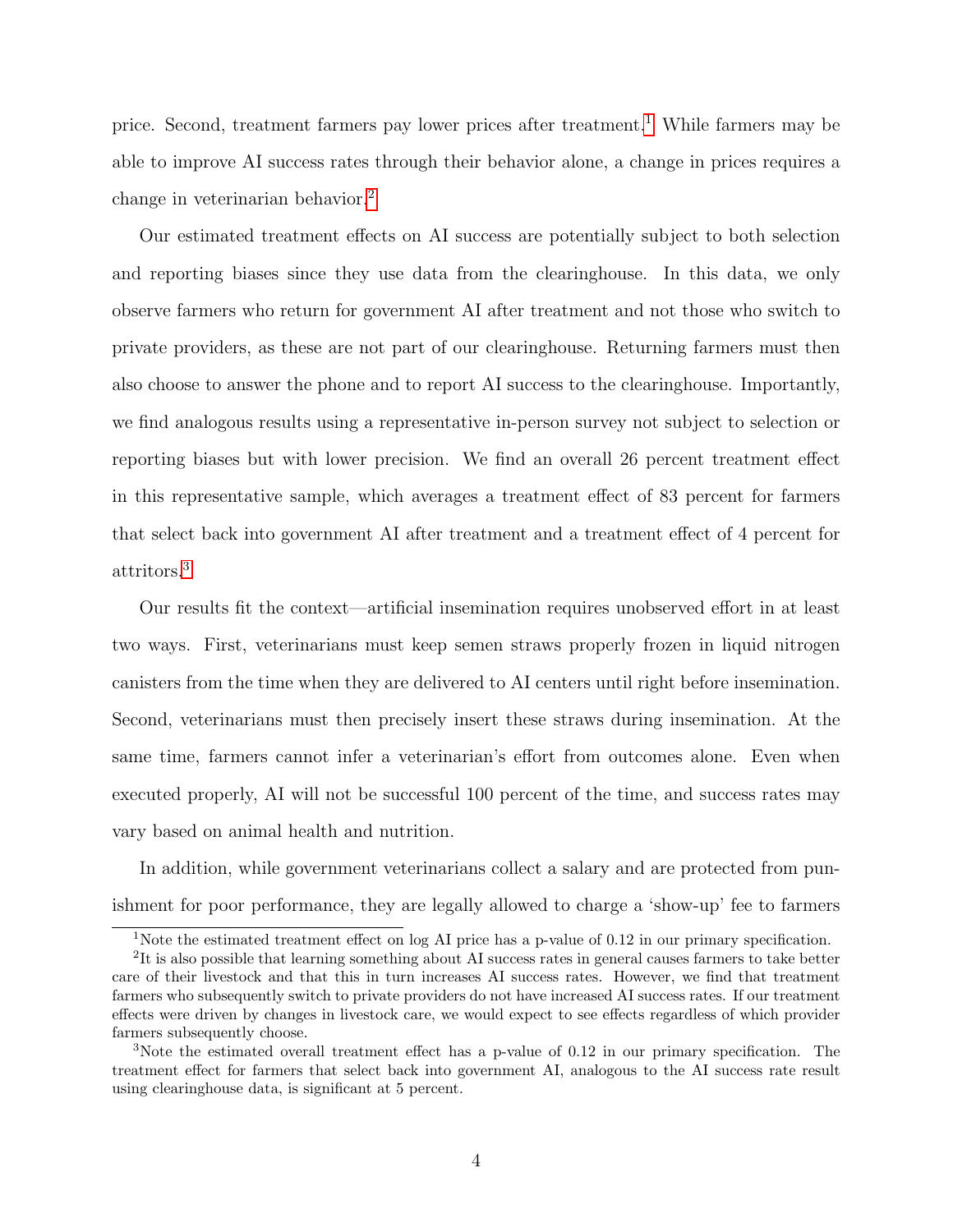price. Second, treatment farmers pay lower prices after treatment.[1] While farmers may be able to improve AI success rates through their behavior alone, a change in prices requires a change in veterinarian behavior.[2]

Our estimated treatment effects on AI success are potentially subject to both selection and reporting biases since they use data from the clearinghouse. In this data, we only observe farmers who return for government AI after treatment and not those who switch to private providers, as these are not part of our clearinghouse. Returning farmers must then also choose to answer the phone and to report AI success to the clearinghouse. Importantly, we find analogous results using a representative in-person survey not subject to selection or reporting biases but with lower precision. We find an overall 26 percent treatment effect in this representative sample, which averages a treatment effect of 83 percent for farmers that select back into government AI after treatment and a treatment effect of 4 percent for attritors.[3]

Our results fit the context—artificial insemination requires unobserved effort in at least two ways. First, veterinarians must keep semen straws properly frozen in liquid nitrogen canisters from the time when they are delivered to AI centers until right before insemination. Second, veterinarians must then precisely insert these straws during insemination. At the same time, farmers cannot infer a veterinarian's effort from outcomes alone. Even when executed properly, AI will not be successful 100 percent of the time, and success rates may vary based on animal health and nutrition.

In addition, while government veterinarians collect a salary and are protected from punishment for poor performance, they are legally allowed to charge a 'show-up' fee to farmers

---

[1] Note the estimated treatment effect on log AI price has a p-value of 0.12 in our primary specification.

[2] It is also possible that learning something about AI success rates in general causes farmers to take better care of their livestock and that this in turn increases AI success rates. However, we find that treatment farmers who subsequently switch to private providers do not have increased AI success rates. If our treatment effects were driven by changes in livestock care, we would expect to see effects regardless of which provider farmers subsequently choose.

[3] Note the estimated overall treatment effect has a p-value of 0.12 in our primary specification. The treatment effect for farmers that select back into government AI, analogous to the AI success rate result using clearinghouse data, is significant at 5 percent.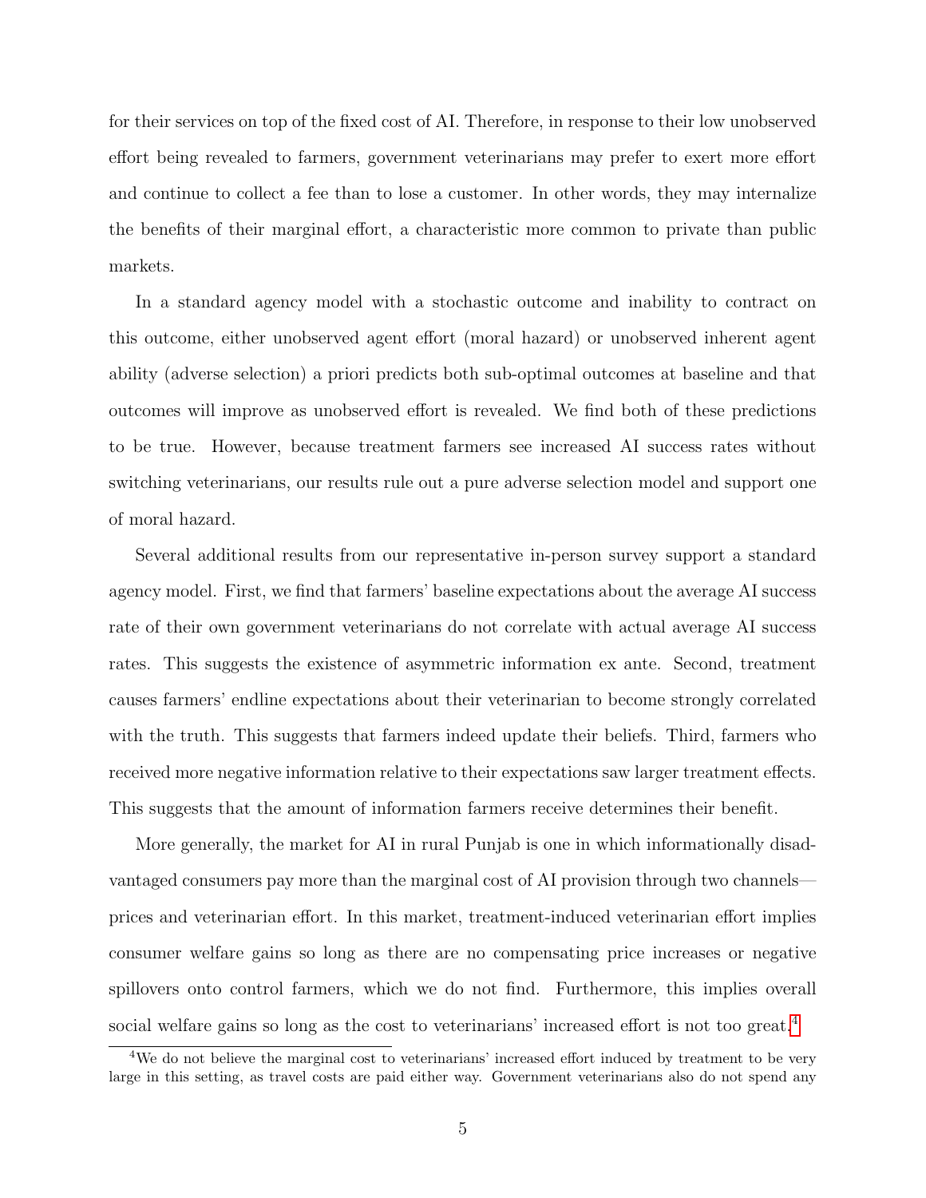for their services on top of the fixed cost of AI. Therefore, in response to their low unobserved effort being revealed to farmers, government veterinarians may prefer to exert more effort and continue to collect a fee than to lose a customer. In other words, they may internalize the benefits of their marginal effort, a characteristic more common to private than public markets.

In a standard agency model with a stochastic outcome and inability to contract on this outcome, either unobserved agent effort (moral hazard) or unobserved inherent agent ability (adverse selection) a priori predicts both sub-optimal outcomes at baseline and that outcomes will improve as unobserved effort is revealed. We find both of these predictions to be true. However, because treatment farmers see increased AI success rates without switching veterinarians, our results rule out a pure adverse selection model and support one of moral hazard.

Several additional results from our representative in-person survey support a standard agency model. First, we find that farmers' baseline expectations about the average AI success rate of their own government veterinarians do not correlate with actual average AI success rates. This suggests the existence of asymmetric information ex ante. Second, treatment causes farmers' endline expectations about their veterinarian to become strongly correlated with the truth. This suggests that farmers indeed update their beliefs. Third, farmers who received more negative information relative to their expectations saw larger treatment effects. This suggests that the amount of information farmers receive determines their benefit.

More generally, the market for AI in rural Punjab is one in which informationally disadvantaged consumers pay more than the marginal cost of AI provision through two channels—prices and veterinarian effort. In this market, treatment-induced veterinarian effort implies consumer welfare gains so long as there are no compensating price increases or negative spillovers onto control farmers, which we do not find. Furthermore, this implies overall social welfare gains so long as the cost to veterinarians' increased effort is not too great.[4]

[4] We do not believe the marginal cost to veterinarians' increased effort induced by treatment to be very large in this setting, as travel costs are paid either way. Government veterinarians also do not spend any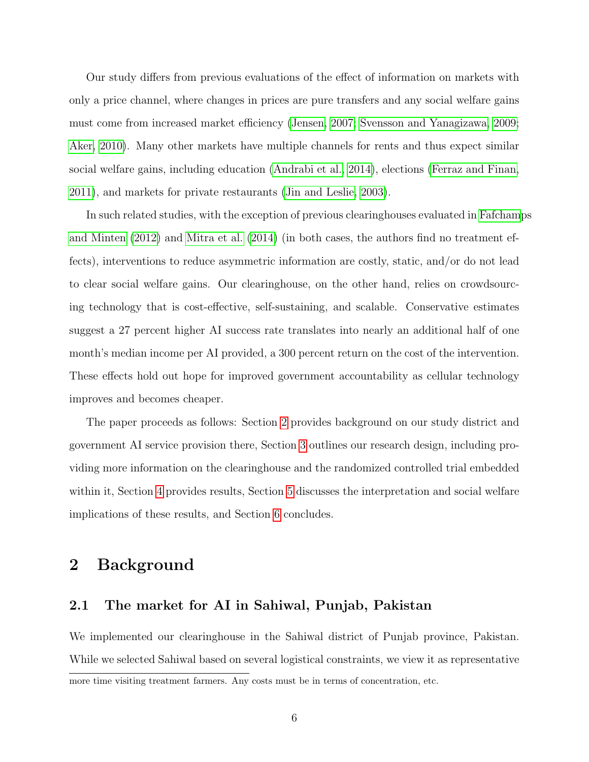Our study differs from previous evaluations of the effect of information on markets with only a price channel, where changes in prices are pure transfers and any social welfare gains must come from increased market efficiency (Jensen, 2007; Svensson and Yanagizawa, 2009; Aker, 2010). Many other markets have multiple channels for rents and thus expect similar social welfare gains, including education (Andrabi et al., 2014), elections (Ferraz and Finan, 2011), and markets for private restaurants (Jin and Leslie, 2003).

In such related studies, with the exception of previous clearinghouses evaluated in Fafchamps and Minten (2012) and Mitra et al. (2014) (in both cases, the authors find no treatment effects), interventions to reduce asymmetric information are costly, static, and/or do not lead to clear social welfare gains. Our clearinghouse, on the other hand, relies on crowdsourcing technology that is cost-effective, self-sustaining, and scalable. Conservative estimates suggest a 27 percent higher AI success rate translates into nearly an additional half of one month's median income per AI provided, a 300 percent return on the cost of the intervention. These effects hold out hope for improved government accountability as cellular technology improves and becomes cheaper.

The paper proceeds as follows: Section 2 provides background on our study district and government AI service provision there, Section 3 outlines our research design, including providing more information on the clearinghouse and the randomized controlled trial embedded within it, Section 4 provides results, Section 5 discusses the interpretation and social welfare implications of these results, and Section 6 concludes.

# 2 Background

## 2.1 The market for AI in Sahiwal, Punjab, Pakistan

We implemented our clearinghouse in the Sahiwal district of Punjab province, Pakistan. While we selected Sahiwal based on several logistical constraints, we view it as representative

more time visiting treatment farmers. Any costs must be in terms of concentration, etc.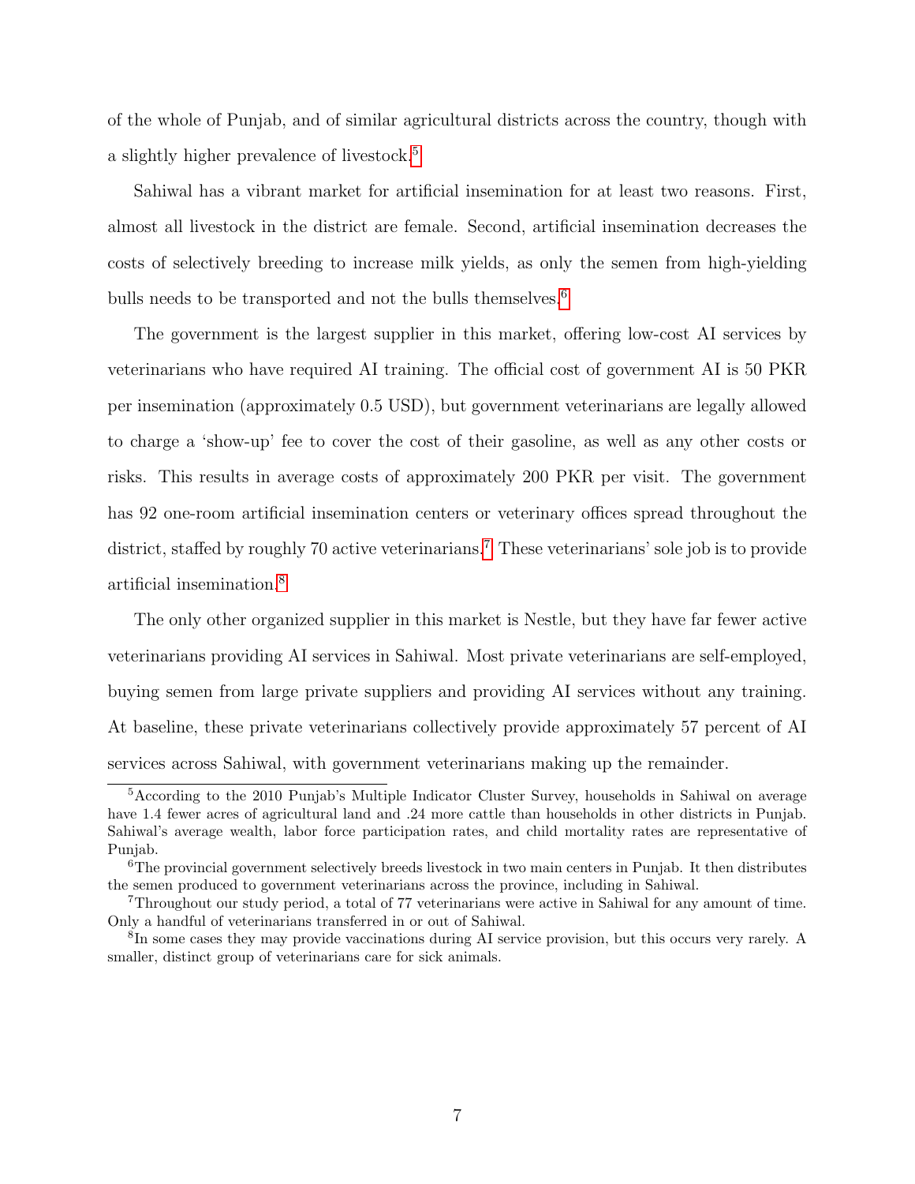of the whole of Punjab, and of similar agricultural districts across the country, though with a slightly higher prevalence of livestock.[5]

Sahiwal has a vibrant market for artificial insemination for at least two reasons. First, almost all livestock in the district are female. Second, artificial insemination decreases the costs of selectively breeding to increase milk yields, as only the semen from high-yielding bulls needs to be transported and not the bulls themselves.[6]

The government is the largest supplier in this market, offering low-cost AI services by veterinarians who have required AI training. The official cost of government AI is 50 PKR per insemination (approximately 0.5 USD), but government veterinarians are legally allowed to charge a 'show-up' fee to cover the cost of their gasoline, as well as any other costs or risks. This results in average costs of approximately 200 PKR per visit. The government has 92 one-room artificial insemination centers or veterinary offices spread throughout the district, staffed by roughly 70 active veterinarians.[7] These veterinarians' sole job is to provide artificial insemination.[8]

The only other organized supplier in this market is Nestle, but they have far fewer active veterinarians providing AI services in Sahiwal. Most private veterinarians are self-employed, buying semen from large private suppliers and providing AI services without any training. At baseline, these private veterinarians collectively provide approximately 57 percent of AI services across Sahiwal, with government veterinarians making up the remainder.

[5] According to the 2010 Punjab's Multiple Indicator Cluster Survey, households in Sahiwal on average have 1.4 fewer acres of agricultural land and .24 more cattle than households in other districts in Punjab. Sahiwal's average wealth, labor force participation rates, and child mortality rates are representative of Punjab.

[6] The provincial government selectively breeds livestock in two main centers in Punjab. It then distributes the semen produced to government veterinarians across the province, including in Sahiwal.

[7] Throughout our study period, a total of 77 veterinarians were active in Sahiwal for any amount of time. Only a handful of veterinarians transferred in or out of Sahiwal.

[8] In some cases they may provide vaccinations during AI service provision, but this occurs very rarely. A smaller, distinct group of veterinarians care for sick animals.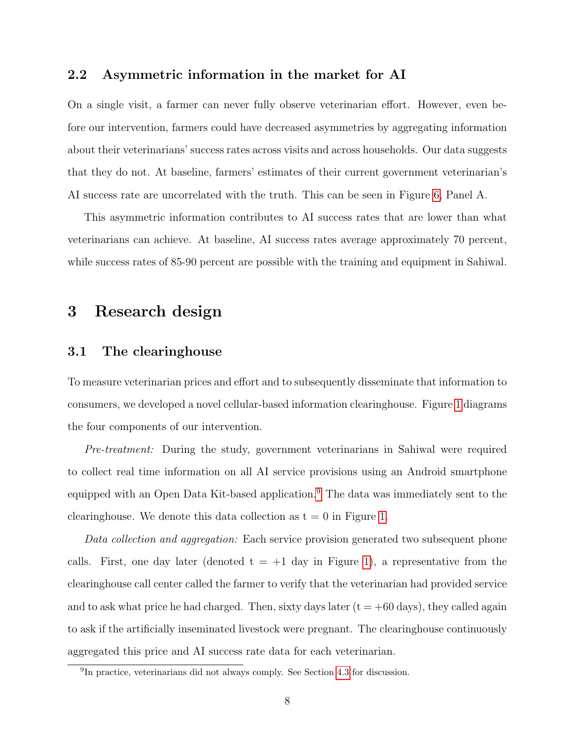### 2.2 Asymmetric information in the market for AI

On a single visit, a farmer can never fully observe veterinarian effort. However, even before our intervention, farmers could have decreased asymmetries by aggregating information about their veterinarians' success rates across visits and across households. Our data suggests that they do not. At baseline, farmers' estimates of their current government veterinarian's AI success rate are uncorrelated with the truth. This can be seen in Figure 6, Panel A.

This asymmetric information contributes to AI success rates that are lower than what veterinarians can achieve. At baseline, AI success rates average approximately 70 percent, while success rates of 85-90 percent are possible with the training and equipment in Sahiwal.

## 3 Research design

### 3.1 The clearinghouse

To measure veterinarian prices and effort and to subsequently disseminate that information to consumers, we developed a novel cellular-based information clearinghouse. Figure 1 diagrams the four components of our intervention.

*Pre-treatment:* During the study, government veterinarians in Sahiwal were required to collect real time information on all AI service provisions using an Android smartphone equipped with an Open Data Kit-based application.[9] The data was immediately sent to the clearinghouse. We denote this data collection as t = 0 in Figure 1.

*Data collection and aggregation:* Each service provision generated two subsequent phone calls. First, one day later (denoted t = +1 day in Figure 1), a representative from the clearinghouse call center called the farmer to verify that the veterinarian had provided service and to ask what price he had charged. Then, sixty days later (t = +60 days), they called again to ask if the artificially inseminated livestock were pregnant. The clearinghouse continuously aggregated this price and AI success rate data for each veterinarian.

[9] In practice, veterinarians did not always comply. See Section 4.3 for discussion.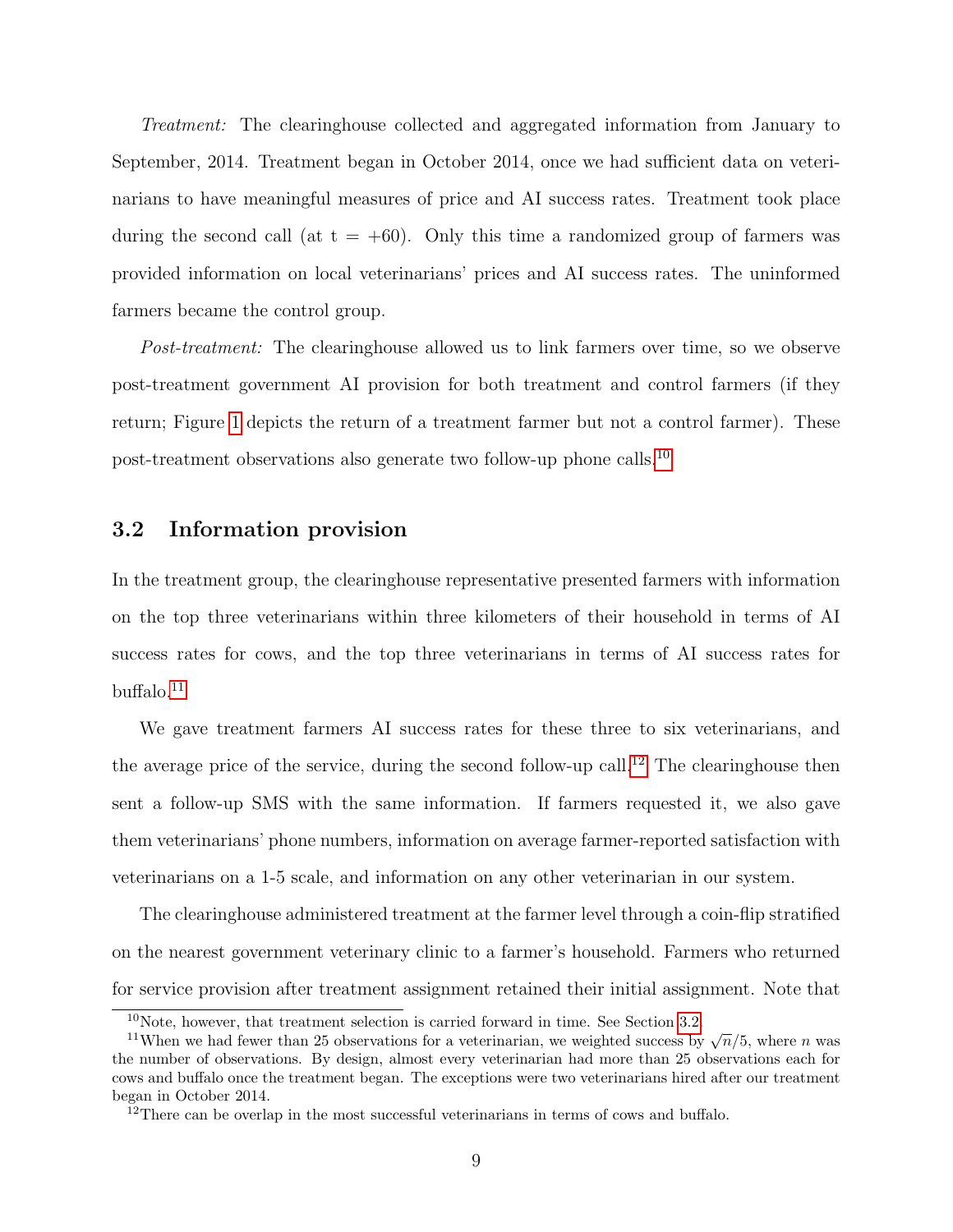*Treatment:* The clearinghouse collected and aggregated information from January to September, 2014. Treatment began in October 2014, once we had sufficient data on veterinarians to have meaningful measures of price and AI success rates. Treatment took place during the second call (at t = +60). Only this time a randomized group of farmers was provided information on local veterinarians' prices and AI success rates. The uninformed farmers became the control group.

*Post-treatment:* The clearinghouse allowed us to link farmers over time, so we observe post-treatment government AI provision for both treatment and control farmers (if they return; Figure 1 depicts the return of a treatment farmer but not a control farmer). These post-treatment observations also generate two follow-up phone calls.[10]

## 3.2 Information provision

In the treatment group, the clearinghouse representative presented farmers with information on the top three veterinarians within three kilometers of their household in terms of AI success rates for cows, and the top three veterinarians in terms of AI success rates for buffalo.[11]

We gave treatment farmers AI success rates for these three to six veterinarians, and the average price of the service, during the second follow-up call.[12] The clearinghouse then sent a follow-up SMS with the same information. If farmers requested it, we also gave them veterinarians' phone numbers, information on average farmer-reported satisfaction with veterinarians on a 1-5 scale, and information on any other veterinarian in our system.

The clearinghouse administered treatment at the farmer level through a coin-flip stratified on the nearest government veterinary clinic to a farmer's household. Farmers who returned for service provision after treatment assignment retained their initial assignment. Note that

[10] Note, however, that treatment selection is carried forward in time. See Section 3.2.

[11] When we had fewer than 25 observations for a veterinarian, we weighted success by $\sqrt{n}/5$, where $n$ was the number of observations. By design, almost every veterinarian had more than 25 observations each for cows and buffalo once the treatment began. The exceptions were two veterinarians hired after our treatment began in October 2014.

[12] There can be overlap in the most successful veterinarians in terms of cows and buffalo.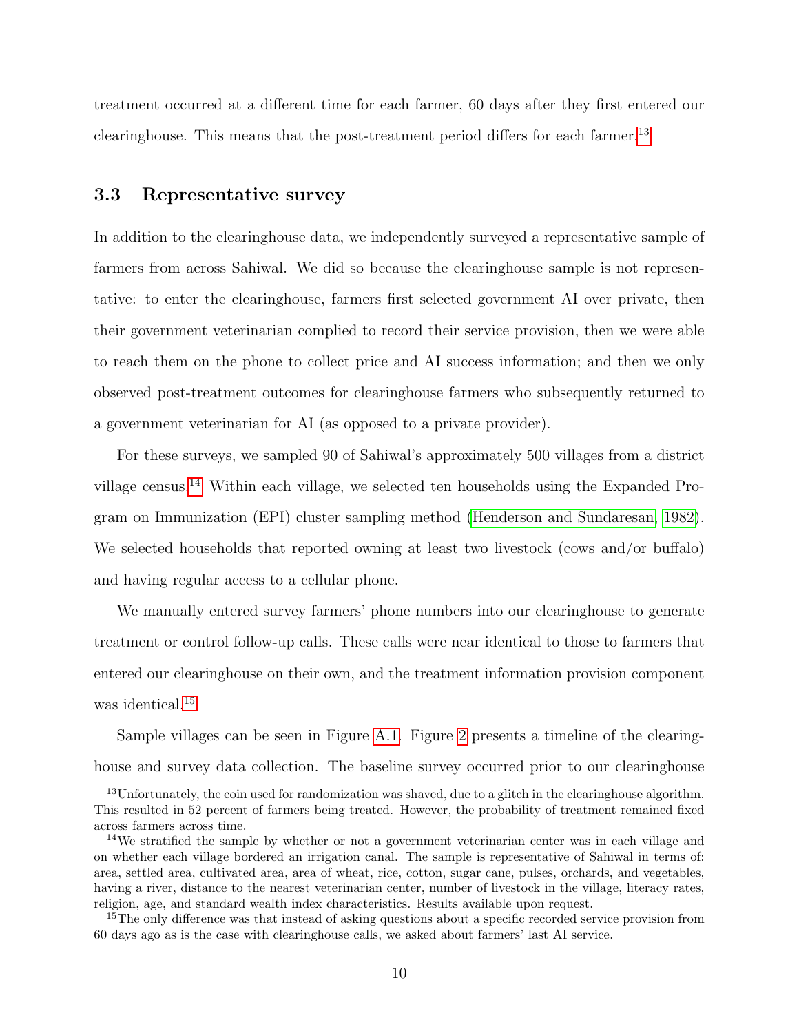treatment occurred at a different time for each farmer, 60 days after they first entered our clearinghouse. This means that the post-treatment period differs for each farmer.[13]

### 3.3 Representative survey

In addition to the clearinghouse data, we independently surveyed a representative sample of farmers from across Sahiwal. We did so because the clearinghouse sample is not representative: to enter the clearinghouse, farmers first selected government AI over private, then their government veterinarian complied to record their service provision, then we were able to reach them on the phone to collect price and AI success information; and then we only observed post-treatment outcomes for clearinghouse farmers who subsequently returned to a government veterinarian for AI (as opposed to a private provider).

For these surveys, we sampled 90 of Sahiwal's approximately 500 villages from a district village census.[14] Within each village, we selected ten households using the Expanded Program on Immunization (EPI) cluster sampling method (Henderson and Sundaresan, 1982). We selected households that reported owning at least two livestock (cows and/or buffalo) and having regular access to a cellular phone.

We manually entered survey farmers' phone numbers into our clearinghouse to generate treatment or control follow-up calls. These calls were near identical to those to farmers that entered our clearinghouse on their own, and the treatment information provision component was identical.[15]

Sample villages can be seen in Figure A.1. Figure 2 presents a timeline of the clearinghouse and survey data collection. The baseline survey occurred prior to our clearinghouse

---

[13] Unfortunately, the coin used for randomization was shaved, due to a glitch in the clearinghouse algorithm. This resulted in 52 percent of farmers being treated. However, the probability of treatment remained fixed across farmers across time.

[14] We stratified the sample by whether or not a government veterinarian center was in each village and on whether each village bordered an irrigation canal. The sample is representative of Sahiwal in terms of: area, settled area, cultivated area, area of wheat, rice, cotton, sugar cane, pulses, orchards, and vegetables, having a river, distance to the nearest veterinarian center, number of livestock in the village, literacy rates, religion, age, and standard wealth index characteristics. Results available upon request.

[15] The only difference was that instead of asking questions about a specific recorded service provision from 60 days ago as is the case with clearinghouse calls, we asked about farmers' last AI service.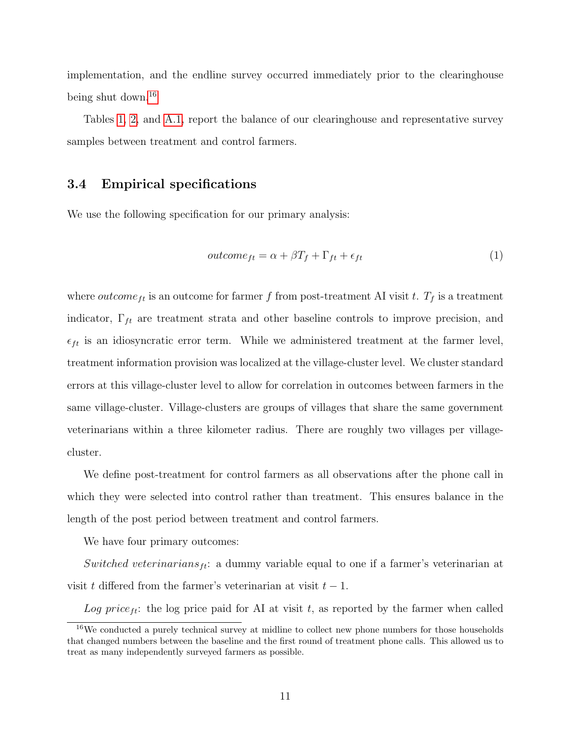implementation, and the endline survey occurred immediately prior to the clearinghouse being shut down.[16]

Tables 1, 2, and A.1, report the balance of our clearinghouse and representative survey samples between treatment and control farmers.

### 3.4 Empirical specifications

We use the following specification for our primary analysis:

$$outcome_{ft} = \alpha + \beta T_f + \Gamma_{ft} + \epsilon_{ft} \tag{1}$$

where $outcome_{ft}$ is an outcome for farmer $f$ from post-treatment AI visit $t$. $T_f$ is a treatment indicator, $\Gamma_{ft}$ are treatment strata and other baseline controls to improve precision, and $\epsilon_{ft}$ is an idiosyncratic error term. While we administered treatment at the farmer level, treatment information provision was localized at the village-cluster level. We cluster standard errors at this village-cluster level to allow for correlation in outcomes between farmers in the same village-cluster. Village-clusters are groups of villages that share the same government veterinarians within a three kilometer radius. There are roughly two villages per village-cluster.

We define post-treatment for control farmers as all observations after the phone call in which they were selected into control rather than treatment. This ensures balance in the length of the post period between treatment and control farmers.

We have four primary outcomes:

$Switched\ veterinarians_{ft}$: a dummy variable equal to one if a farmer's veterinarian at visit $t$ differed from the farmer's veterinarian at visit $t-1$.

$Log\ price_{ft}$: the log price paid for AI at visit $t$, as reported by the farmer when called

[16] We conducted a purely technical survey at midline to collect new phone numbers for those households that changed numbers between the baseline and the first round of treatment phone calls. This allowed us to treat as many independently surveyed farmers as possible.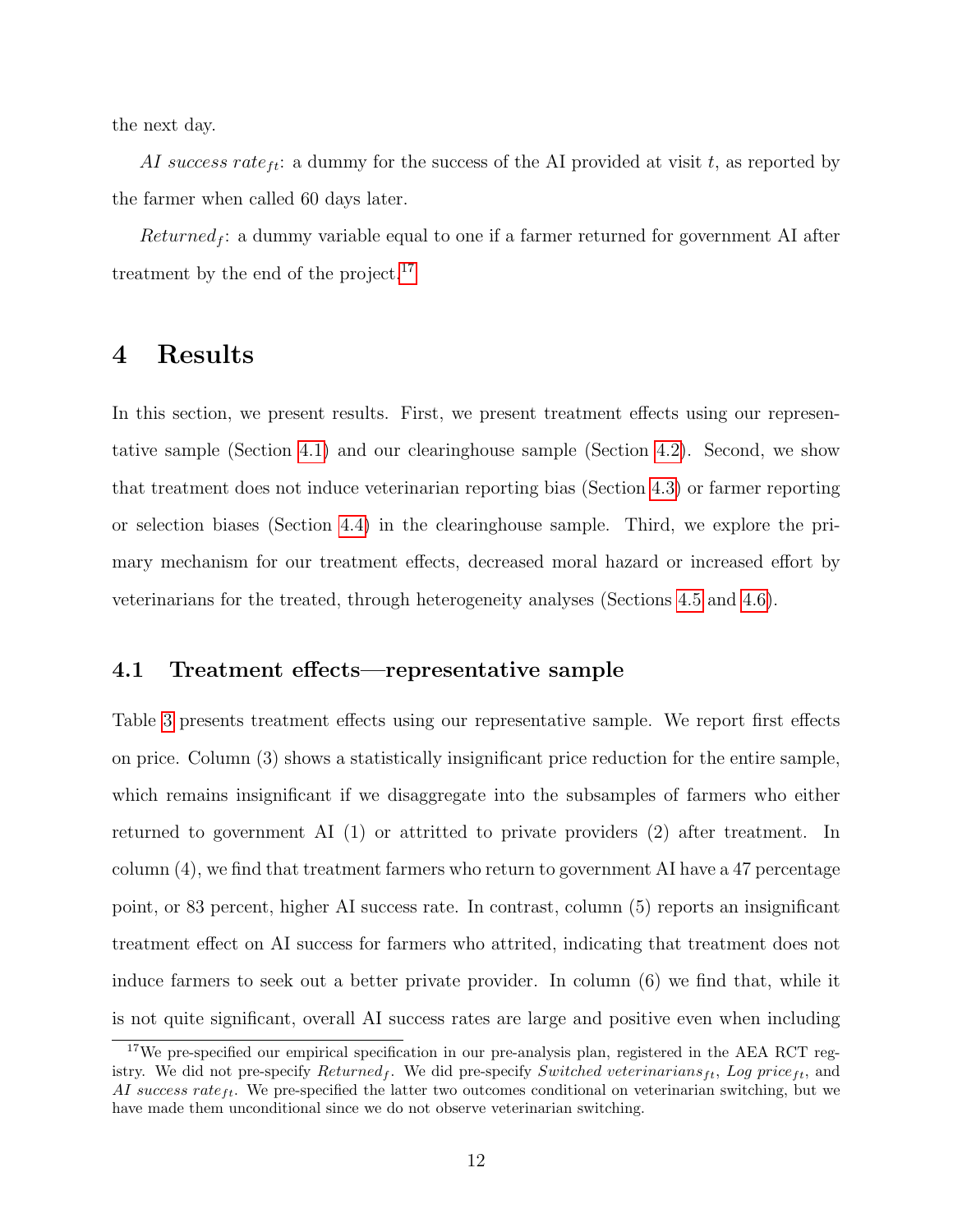the next day.

*AI success rate*$_{ft}$: a dummy for the success of the AI provided at visit $t$, as reported by the farmer when called 60 days later.

*Returned*$_f$: a dummy variable equal to one if a farmer returned for government AI after treatment by the end of the project.[17]

# 4 Results

In this section, we present results. First, we present treatment effects using our representative sample (Section 4.1) and our clearinghouse sample (Section 4.2). Second, we show that treatment does not induce veterinarian reporting bias (Section 4.3) or farmer reporting or selection biases (Section 4.4) in the clearinghouse sample. Third, we explore the primary mechanism for our treatment effects, decreased moral hazard or increased effort by veterinarians for the treated, through heterogeneity analyses (Sections 4.5 and 4.6).

## 4.1 Treatment effects—representative sample

Table 3 presents treatment effects using our representative sample. We report first effects on price. Column (3) shows a statistically insignificant price reduction for the entire sample, which remains insignificant if we disaggregate into the subsamples of farmers who either returned to government AI (1) or attritted to private providers (2) after treatment. In column (4), we find that treatment farmers who return to government AI have a 47 percentage point, or 83 percent, higher AI success rate. In contrast, column (5) reports an insignificant treatment effect on AI success for farmers who attrited, indicating that treatment does not induce farmers to seek out a better private provider. In column (6) we find that, while it is not quite significant, overall AI success rates are large and positive even when including

[17] We pre-specified our empirical specification in our pre-analysis plan, registered in the AEA RCT registry. We did not pre-specify *Returned*$_f$. We did pre-specify *Switched veterinarians*$_{ft}$, *Log price*$_{ft}$, and *AI success rate*$_{ft}$. We pre-specified the latter two outcomes conditional on veterinarian switching, but we have made them unconditional since we do not observe veterinarian switching.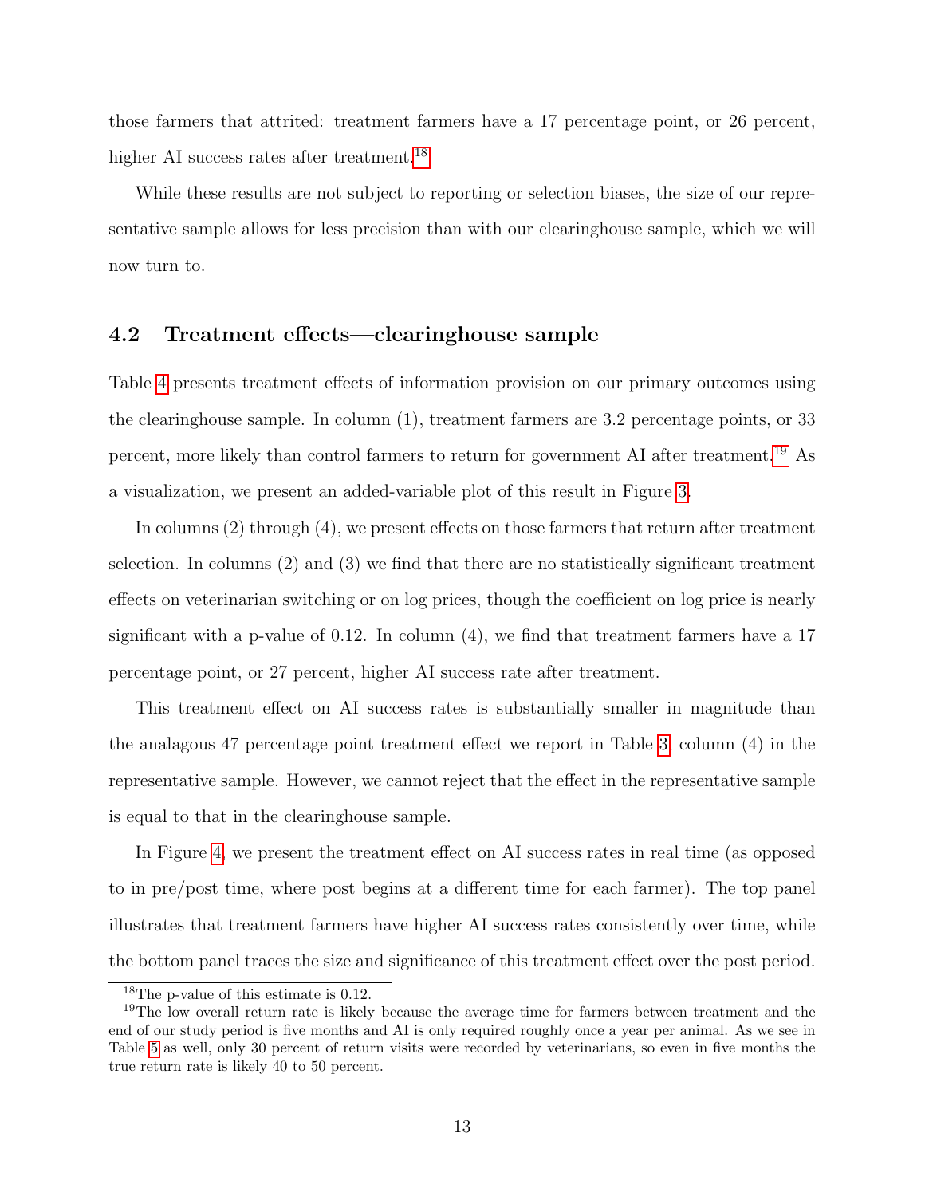those farmers that attrited: treatment farmers have a 17 percentage point, or 26 percent, higher AI success rates after treatment.[18]

While these results are not subject to reporting or selection biases, the size of our representative sample allows for less precision than with our clearinghouse sample, which we will now turn to.

### 4.2 Treatment effects—clearinghouse sample

Table 4 presents treatment effects of information provision on our primary outcomes using the clearinghouse sample. In column (1), treatment farmers are 3.2 percentage points, or 33 percent, more likely than control farmers to return for government AI after treatment.[19] As a visualization, we present an added-variable plot of this result in Figure 3.

In columns (2) through (4), we present effects on those farmers that return after treatment selection. In columns (2) and (3) we find that there are no statistically significant treatment effects on veterinarian switching or on log prices, though the coefficient on log price is nearly significant with a p-value of 0.12. In column (4), we find that treatment farmers have a 17 percentage point, or 27 percent, higher AI success rate after treatment.

This treatment effect on AI success rates is substantially smaller in magnitude than the analagous 47 percentage point treatment effect we report in Table 3, column (4) in the representative sample. However, we cannot reject that the effect in the representative sample is equal to that in the clearinghouse sample.

In Figure 4, we present the treatment effect on AI success rates in real time (as opposed to in pre/post time, where post begins at a different time for each farmer). The top panel illustrates that treatment farmers have higher AI success rates consistently over time, while the bottom panel traces the size and significance of this treatment effect over the post period.

---

[18] The p-value of this estimate is 0.12.

[19] The low overall return rate is likely because the average time for farmers between treatment and the end of our study period is five months and AI is only required roughly once a year per animal. As we see in Table 5 as well, only 30 percent of return visits were recorded by veterinarians, so even in five months the true return rate is likely 40 to 50 percent.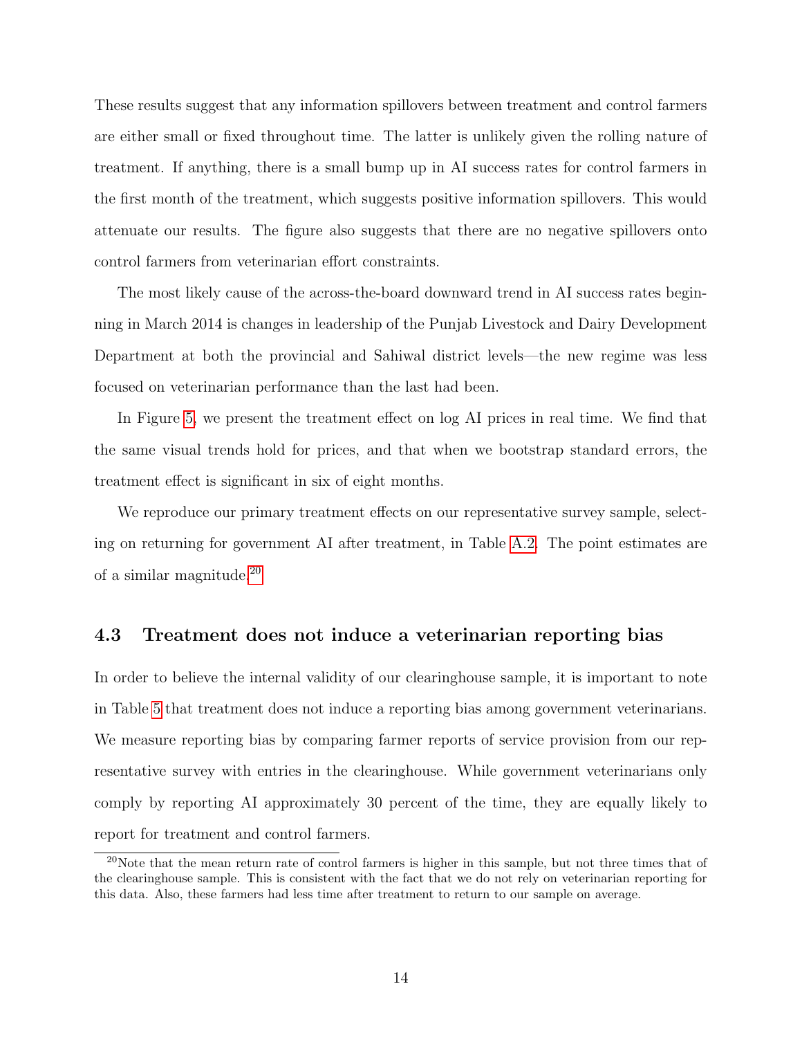These results suggest that any information spillovers between treatment and control farmers are either small or fixed throughout time. The latter is unlikely given the rolling nature of treatment. If anything, there is a small bump up in AI success rates for control farmers in the first month of the treatment, which suggests positive information spillovers. This would attenuate our results. The figure also suggests that there are no negative spillovers onto control farmers from veterinarian effort constraints.

The most likely cause of the across-the-board downward trend in AI success rates beginning in March 2014 is changes in leadership of the Punjab Livestock and Dairy Development Department at both the provincial and Sahiwal district levels—the new regime was less focused on veterinarian performance than the last had been.

In Figure 5, we present the treatment effect on log AI prices in real time. We find that the same visual trends hold for prices, and that when we bootstrap standard errors, the treatment effect is significant in six of eight months.

We reproduce our primary treatment effects on our representative survey sample, selecting on returning for government AI after treatment, in Table A.2. The point estimates are of a similar magnitude.[20]

### 4.3 Treatment does not induce a veterinarian reporting bias

In order to believe the internal validity of our clearinghouse sample, it is important to note in Table 5 that treatment does not induce a reporting bias among government veterinarians. We measure reporting bias by comparing farmer reports of service provision from our representative survey with entries in the clearinghouse. While government veterinarians only comply by reporting AI approximately 30 percent of the time, they are equally likely to report for treatment and control farmers.

[20] Note that the mean return rate of control farmers is higher in this sample, but not three times that of the clearinghouse sample. This is consistent with the fact that we do not rely on veterinarian reporting for this data. Also, these farmers had less time after treatment to return to our sample on average.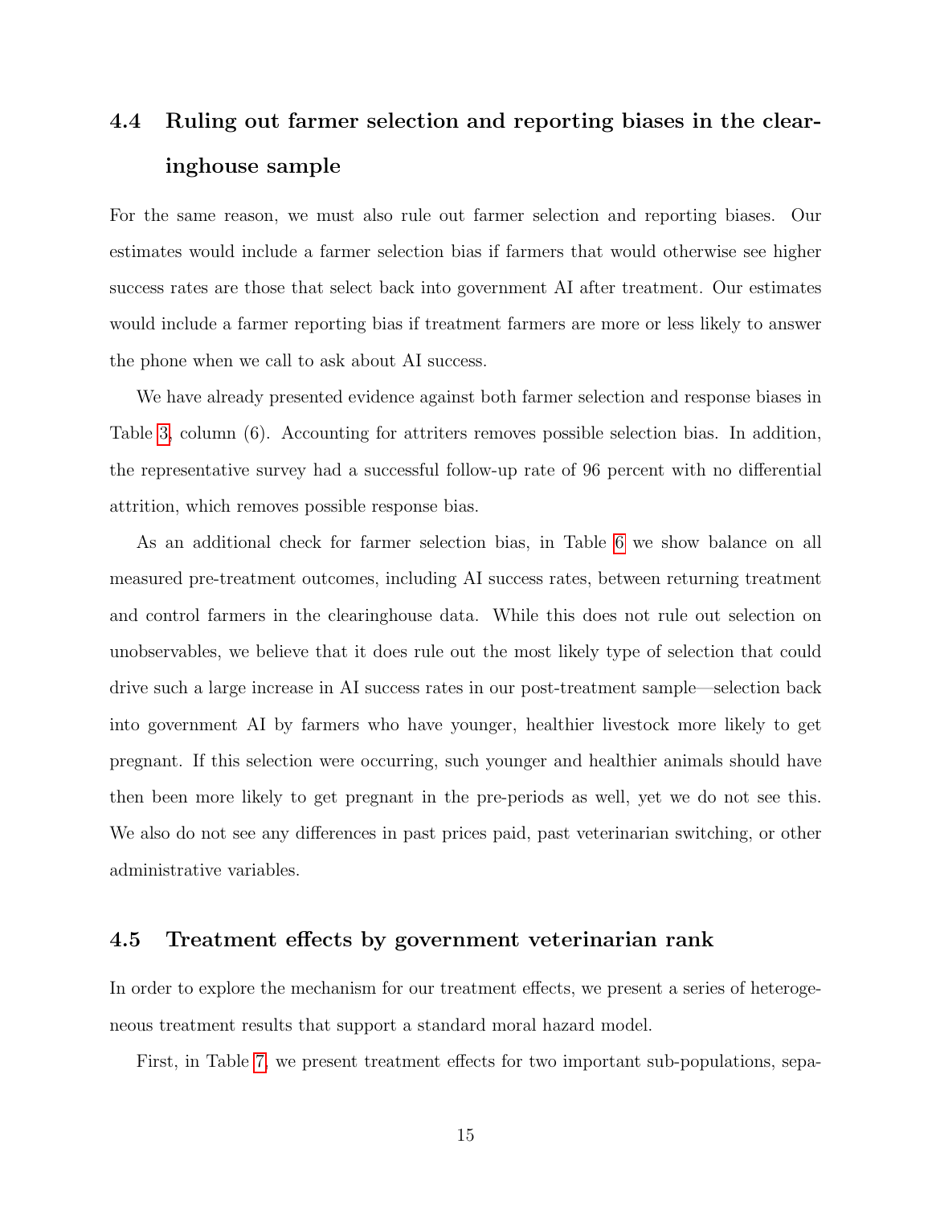### 4.4 Ruling out farmer selection and reporting biases in the clearinghouse sample

For the same reason, we must also rule out farmer selection and reporting biases. Our estimates would include a farmer selection bias if farmers that would otherwise see higher success rates are those that select back into government AI after treatment. Our estimates would include a farmer reporting bias if treatment farmers are more or less likely to answer the phone when we call to ask about AI success.

We have already presented evidence against both farmer selection and response biases in Table 3, column (6). Accounting for attriters removes possible selection bias. In addition, the representative survey had a successful follow-up rate of 96 percent with no differential attrition, which removes possible response bias.

As an additional check for farmer selection bias, in Table 6 we show balance on all measured pre-treatment outcomes, including AI success rates, between returning treatment and control farmers in the clearinghouse data. While this does not rule out selection on unobservables, we believe that it does rule out the most likely type of selection that could drive such a large increase in AI success rates in our post-treatment sample—selection back into government AI by farmers who have younger, healthier livestock more likely to get pregnant. If this selection were occurring, such younger and healthier animals should have then been more likely to get pregnant in the pre-periods as well, yet we do not see this. We also do not see any differences in past prices paid, past veterinarian switching, or other administrative variables.

### 4.5 Treatment effects by government veterinarian rank

In order to explore the mechanism for our treatment effects, we present a series of heterogeneous treatment results that support a standard moral hazard model.

First, in Table 7, we present treatment effects for two important sub-populations, sepa-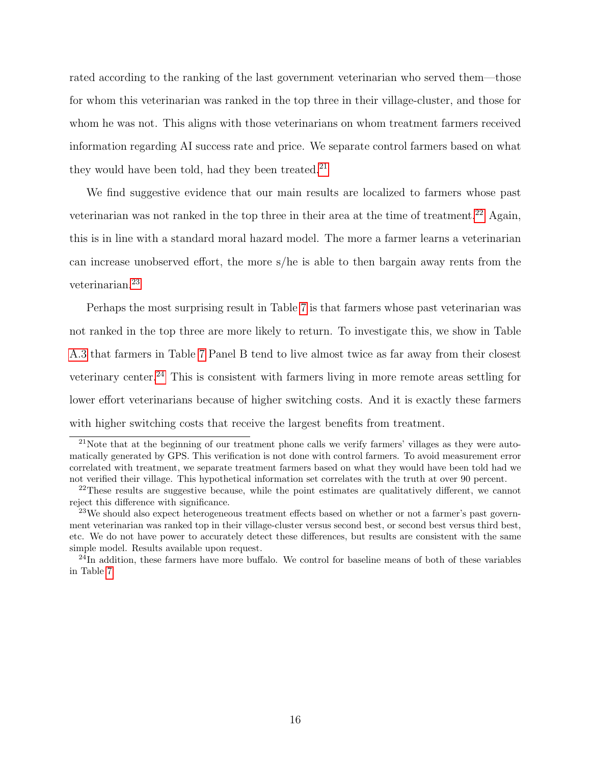rated according to the ranking of the last government veterinarian who served them—those for whom this veterinarian was ranked in the top three in their village-cluster, and those for whom he was not. This aligns with those veterinarians on whom treatment farmers received information regarding AI success rate and price. We separate control farmers based on what they would have been told, had they been treated.[21]

We find suggestive evidence that our main results are localized to farmers whose past veterinarian was not ranked in the top three in their area at the time of treatment.[22] Again, this is in line with a standard moral hazard model. The more a farmer learns a veterinarian can increase unobserved effort, the more s/he is able to then bargain away rents from the veterinarian.[23]

Perhaps the most surprising result in Table 7 is that farmers whose past veterinarian was not ranked in the top three are more likely to return. To investigate this, we show in Table A.3 that farmers in Table 7 Panel B tend to live almost twice as far away from their closest veterinary center.[24] This is consistent with farmers living in more remote areas settling for lower effort veterinarians because of higher switching costs. And it is exactly these farmers with higher switching costs that receive the largest benefits from treatment.

---

[21] Note that at the beginning of our treatment phone calls we verify farmers' villages as they were automatically generated by GPS. This verification is not done with control farmers. To avoid measurement error correlated with treatment, we separate treatment farmers based on what they would have been told had we not verified their village. This hypothetical information set correlates with the truth at over 90 percent.

[22] These results are suggestive because, while the point estimates are qualitatively different, we cannot reject this difference with significance.

[23] We should also expect heterogeneous treatment effects based on whether or not a farmer's past government veterinarian was ranked top in their village-cluster versus second best, or second best versus third best, etc. We do not have power to accurately detect these differences, but results are consistent with the same simple model. Results available upon request.

[24] In addition, these farmers have more buffalo. We control for baseline means of both of these variables in Table 7.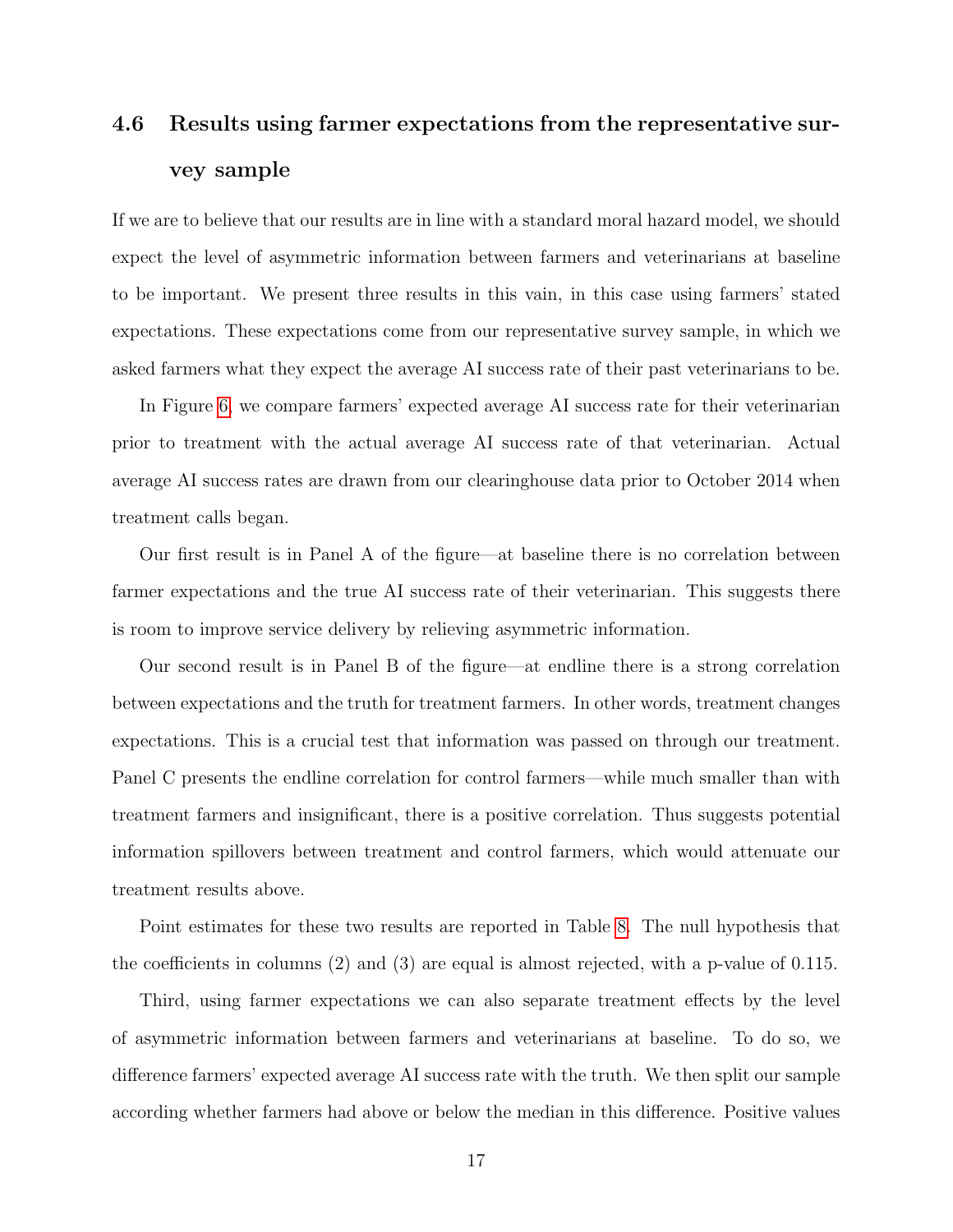### 4.6 Results using farmer expectations from the representative survey sample

If we are to believe that our results are in line with a standard moral hazard model, we should expect the level of asymmetric information between farmers and veterinarians at baseline to be important. We present three results in this vain, in this case using farmers' stated expectations. These expectations come from our representative survey sample, in which we asked farmers what they expect the average AI success rate of their past veterinarians to be.

In Figure 6, we compare farmers' expected average AI success rate for their veterinarian prior to treatment with the actual average AI success rate of that veterinarian. Actual average AI success rates are drawn from our clearinghouse data prior to October 2014 when treatment calls began.

Our first result is in Panel A of the figure—at baseline there is no correlation between farmer expectations and the true AI success rate of their veterinarian. This suggests there is room to improve service delivery by relieving asymmetric information.

Our second result is in Panel B of the figure—at endline there is a strong correlation between expectations and the truth for treatment farmers. In other words, treatment changes expectations. This is a crucial test that information was passed on through our treatment. Panel C presents the endline correlation for control farmers—while much smaller than with treatment farmers and insignificant, there is a positive correlation. Thus suggests potential information spillovers between treatment and control farmers, which would attenuate our treatment results above.

Point estimates for these two results are reported in Table 8. The null hypothesis that the coefficients in columns (2) and (3) are equal is almost rejected, with a p-value of 0.115.

Third, using farmer expectations we can also separate treatment effects by the level of asymmetric information between farmers and veterinarians at baseline. To do so, we difference farmers' expected average AI success rate with the truth. We then split our sample according whether farmers had above or below the median in this difference. Positive values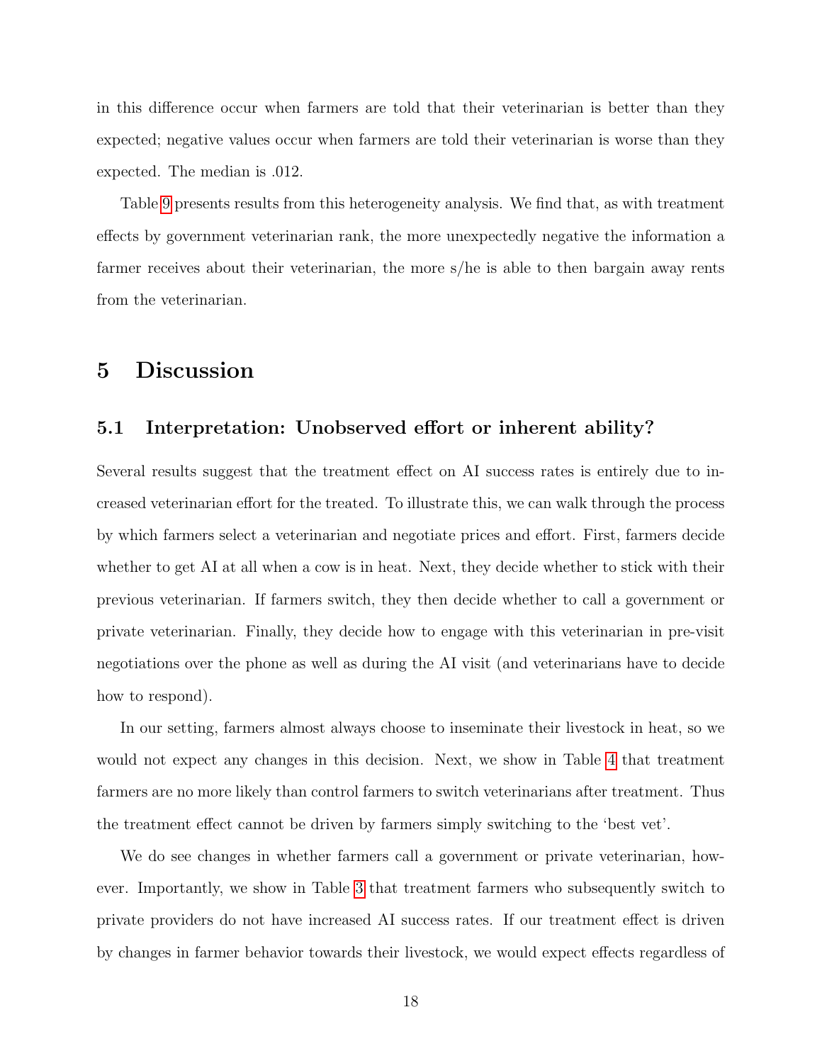in this difference occur when farmers are told that their veterinarian is better than they expected; negative values occur when farmers are told their veterinarian is worse than they expected. The median is .012.

Table 9 presents results from this heterogeneity analysis. We find that, as with treatment effects by government veterinarian rank, the more unexpectedly negative the information a farmer receives about their veterinarian, the more s/he is able to then bargain away rents from the veterinarian.

# 5 Discussion

## 5.1 Interpretation: Unobserved effort or inherent ability?

Several results suggest that the treatment effect on AI success rates is entirely due to increased veterinarian effort for the treated. To illustrate this, we can walk through the process by which farmers select a veterinarian and negotiate prices and effort. First, farmers decide whether to get AI at all when a cow is in heat. Next, they decide whether to stick with their previous veterinarian. If farmers switch, they then decide whether to call a government or private veterinarian. Finally, they decide how to engage with this veterinarian in pre-visit negotiations over the phone as well as during the AI visit (and veterinarians have to decide how to respond).

In our setting, farmers almost always choose to inseminate their livestock in heat, so we would not expect any changes in this decision. Next, we show in Table 4 that treatment farmers are no more likely than control farmers to switch veterinarians after treatment. Thus the treatment effect cannot be driven by farmers simply switching to the 'best vet'.

We do see changes in whether farmers call a government or private veterinarian, however. Importantly, we show in Table 3 that treatment farmers who subsequently switch to private providers do not have increased AI success rates. If our treatment effect is driven by changes in farmer behavior towards their livestock, we would expect effects regardless of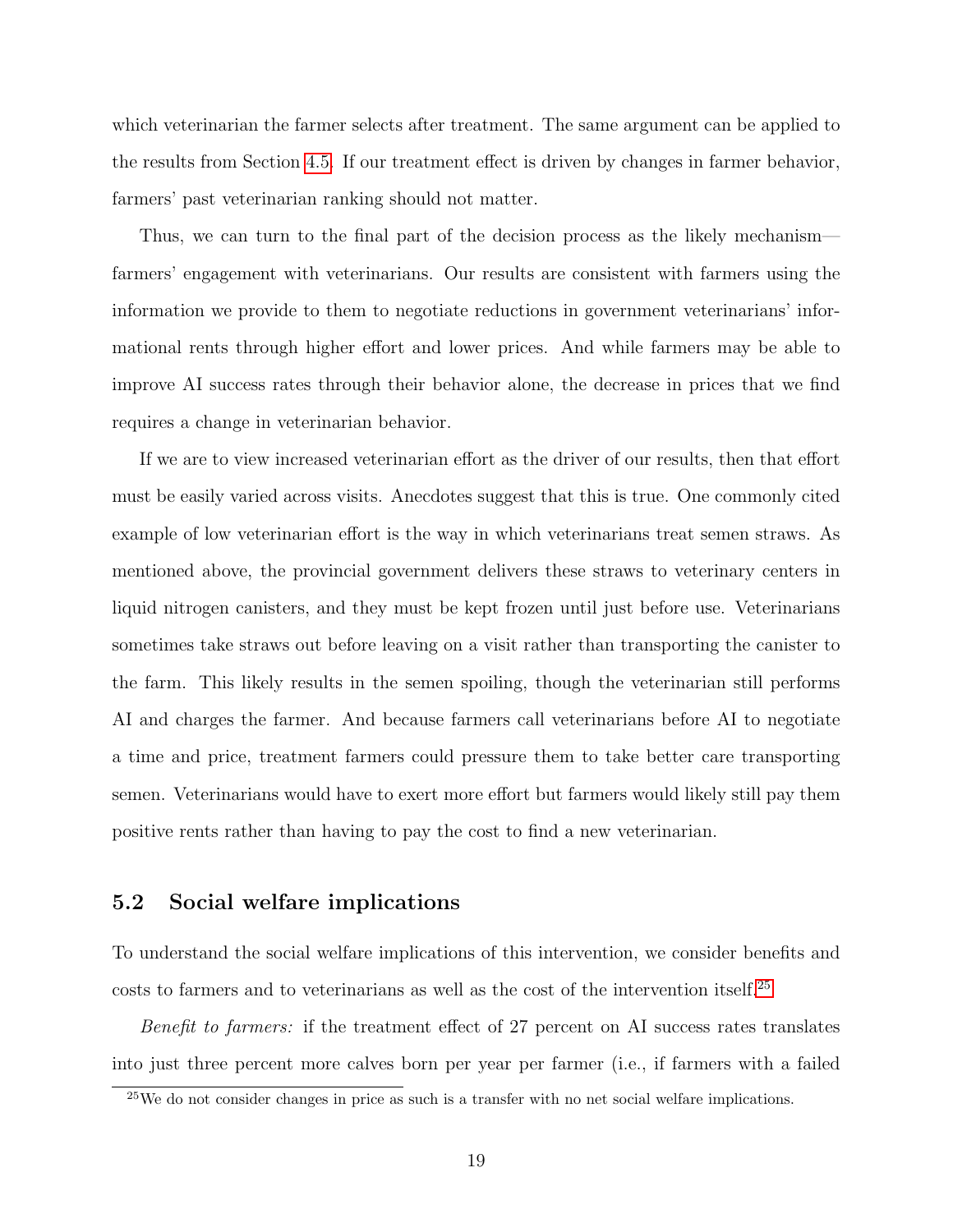which veterinarian the farmer selects after treatment. The same argument can be applied to the results from Section 4.5. If our treatment effect is driven by changes in farmer behavior, farmers' past veterinarian ranking should not matter.

Thus, we can turn to the final part of the decision process as the likely mechanism—farmers' engagement with veterinarians. Our results are consistent with farmers using the information we provide to them to negotiate reductions in government veterinarians' informational rents through higher effort and lower prices. And while farmers may be able to improve AI success rates through their behavior alone, the decrease in prices that we find requires a change in veterinarian behavior.

If we are to view increased veterinarian effort as the driver of our results, then that effort must be easily varied across visits. Anecdotes suggest that this is true. One commonly cited example of low veterinarian effort is the way in which veterinarians treat semen straws. As mentioned above, the provincial government delivers these straws to veterinary centers in liquid nitrogen canisters, and they must be kept frozen until just before use. Veterinarians sometimes take straws out before leaving on a visit rather than transporting the canister to the farm. This likely results in the semen spoiling, though the veterinarian still performs AI and charges the farmer. And because farmers call veterinarians before AI to negotiate a time and price, treatment farmers could pressure them to take better care transporting semen. Veterinarians would have to exert more effort but farmers would likely still pay them positive rents rather than having to pay the cost to find a new veterinarian.

## 5.2 Social welfare implications

To understand the social welfare implications of this intervention, we consider benefits and costs to farmers and to veterinarians as well as the cost of the intervention itself.[25]

*Benefit to farmers:* if the treatment effect of 27 percent on AI success rates translates into just three percent more calves born per year per farmer (i.e., if farmers with a failed

[25] We do not consider changes in price as such is a transfer with no net social welfare implications.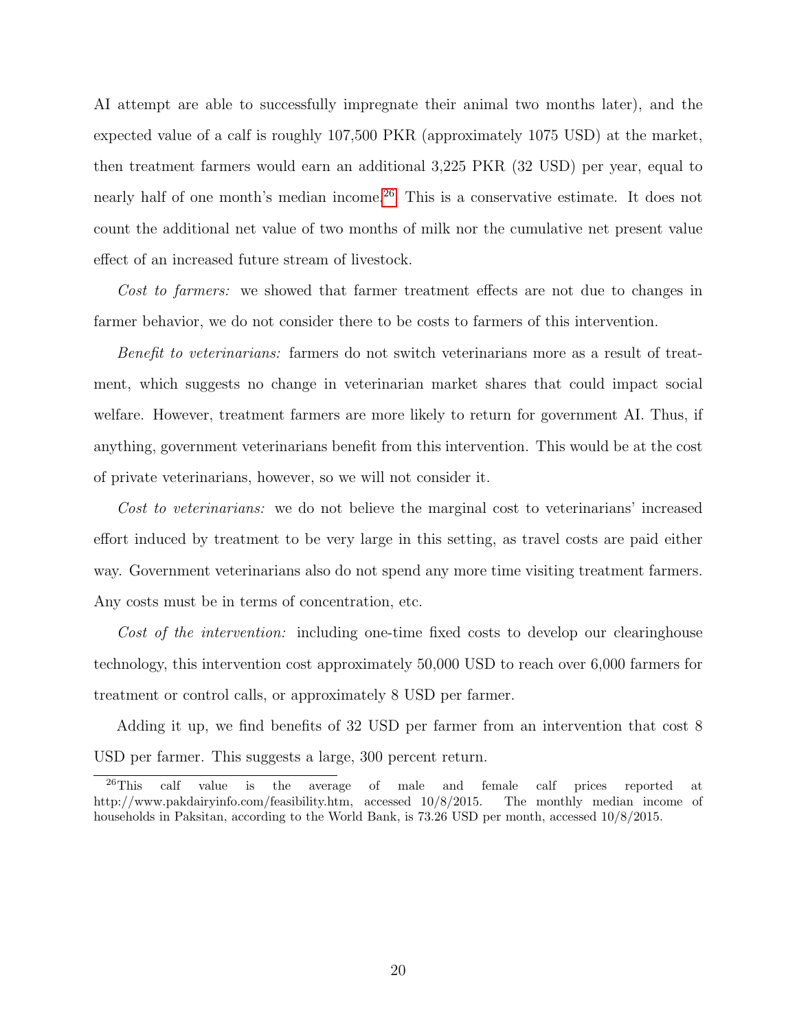AI attempt are able to successfully impregnate their animal two months later), and the expected value of a calf is roughly 107,500 PKR (approximately 1075 USD) at the market, then treatment farmers would earn an additional 3,225 PKR (32 USD) per year, equal to nearly half of one month's median income.[26] This is a conservative estimate. It does not count the additional net value of two months of milk nor the cumulative net present value effect of an increased future stream of livestock.

*Cost to farmers:* we showed that farmer treatment effects are not due to changes in farmer behavior, we do not consider there to be costs to farmers of this intervention.

*Benefit to veterinarians:* farmers do not switch veterinarians more as a result of treatment, which suggests no change in veterinarian market shares that could impact social welfare. However, treatment farmers are more likely to return for government AI. Thus, if anything, government veterinarians benefit from this intervention. This would be at the cost of private veterinarians, however, so we will not consider it.

*Cost to veterinarians:* we do not believe the marginal cost to veterinarians' increased effort induced by treatment to be very large in this setting, as travel costs are paid either way. Government veterinarians also do not spend any more time visiting treatment farmers. Any costs must be in terms of concentration, etc.

*Cost of the intervention:* including one-time fixed costs to develop our clearinghouse technology, this intervention cost approximately 50,000 USD to reach over 6,000 farmers for treatment or control calls, or approximately 8 USD per farmer.

Adding it up, we find benefits of 32 USD per farmer from an intervention that cost 8 USD per farmer. This suggests a large, 300 percent return.

---

[26] This calf value is the average of male and female calf prices reported at http://www.pakdairyinfo.com/feasibility.htm, accessed 10/8/2015. The monthly median income of households in Paksitan, according to the World Bank, is 73.26 USD per month, accessed 10/8/2015.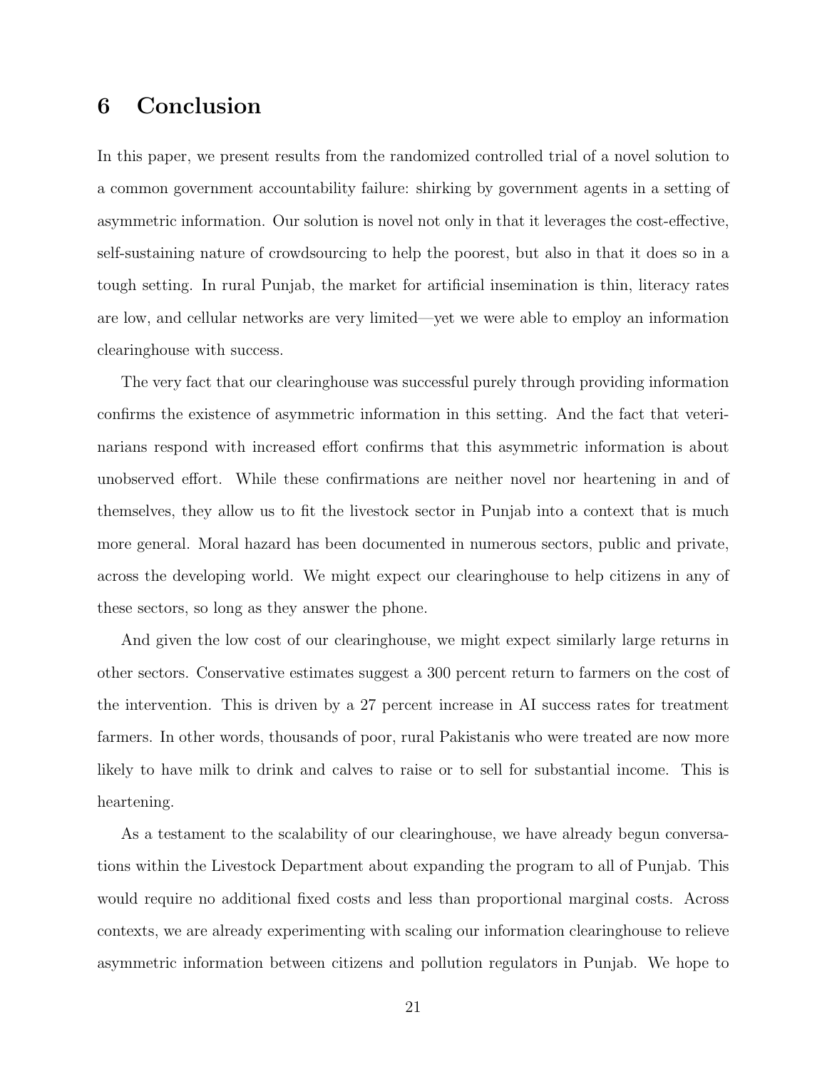# 6 Conclusion

In this paper, we present results from the randomized controlled trial of a novel solution to a common government accountability failure: shirking by government agents in a setting of asymmetric information. Our solution is novel not only in that it leverages the cost-effective, self-sustaining nature of crowdsourcing to help the poorest, but also in that it does so in a tough setting. In rural Punjab, the market for artificial insemination is thin, literacy rates are low, and cellular networks are very limited—yet we were able to employ an information clearinghouse with success.

The very fact that our clearinghouse was successful purely through providing information confirms the existence of asymmetric information in this setting. And the fact that veterinarians respond with increased effort confirms that this asymmetric information is about unobserved effort. While these confirmations are neither novel nor heartening in and of themselves, they allow us to fit the livestock sector in Punjab into a context that is much more general. Moral hazard has been documented in numerous sectors, public and private, across the developing world. We might expect our clearinghouse to help citizens in any of these sectors, so long as they answer the phone.

And given the low cost of our clearinghouse, we might expect similarly large returns in other sectors. Conservative estimates suggest a 300 percent return to farmers on the cost of the intervention. This is driven by a 27 percent increase in AI success rates for treatment farmers. In other words, thousands of poor, rural Pakistanis who were treated are now more likely to have milk to drink and calves to raise or to sell for substantial income. This is heartening.

As a testament to the scalability of our clearinghouse, we have already begun conversations within the Livestock Department about expanding the program to all of Punjab. This would require no additional fixed costs and less than proportional marginal costs. Across contexts, we are already experimenting with scaling our information clearinghouse to relieve asymmetric information between citizens and pollution regulators in Punjab. We hope to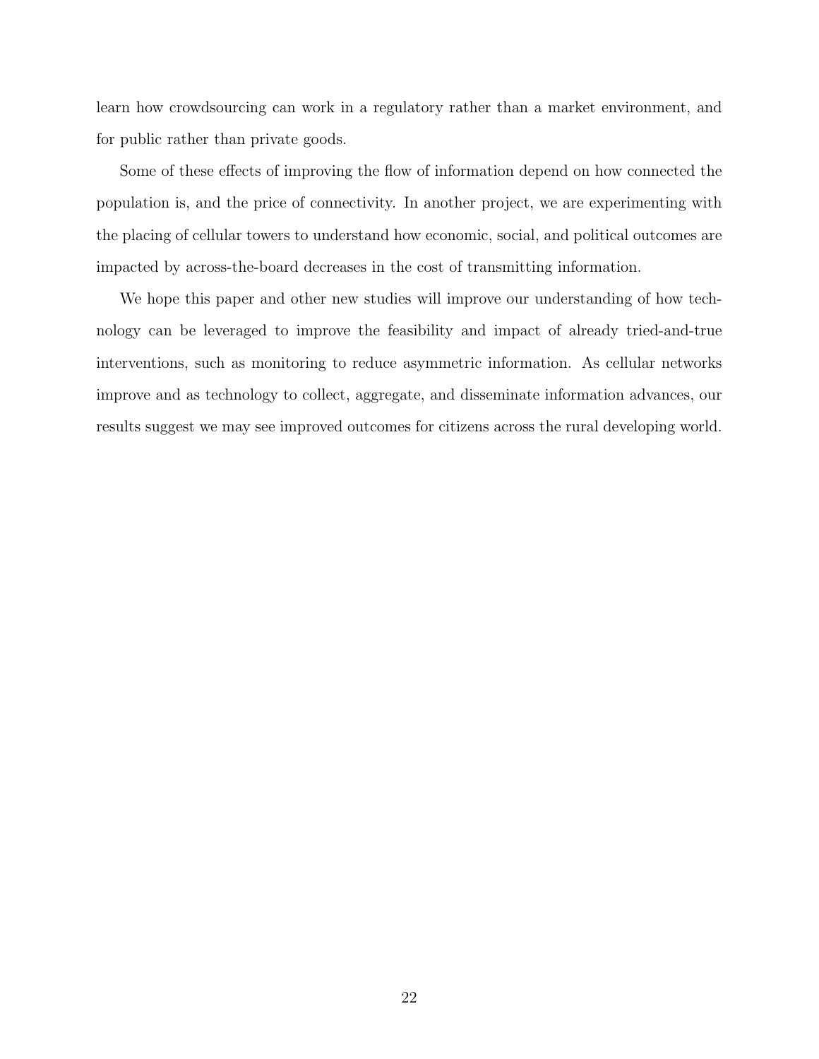learn how crowdsourcing can work in a regulatory rather than a market environment, and for public rather than private goods.

Some of these effects of improving the flow of information depend on how connected the population is, and the price of connectivity. In another project, we are experimenting with the placing of cellular towers to understand how economic, social, and political outcomes are impacted by across-the-board decreases in the cost of transmitting information.

We hope this paper and other new studies will improve our understanding of how technology can be leveraged to improve the feasibility and impact of already tried-and-true interventions, such as monitoring to reduce asymmetric information. As cellular networks improve and as technology to collect, aggregate, and disseminate information advances, our results suggest we may see improved outcomes for citizens across the rural developing world.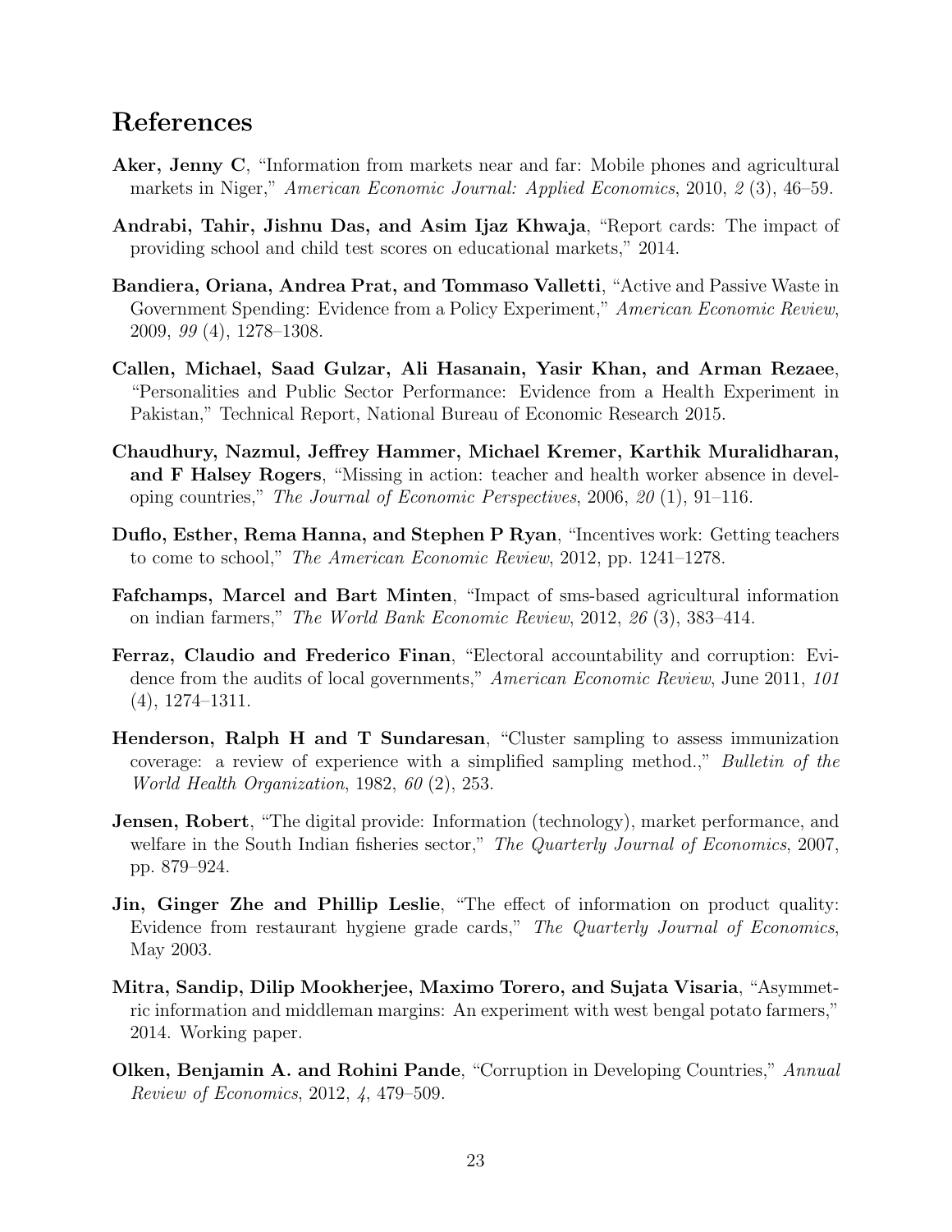# References

**Aker, Jenny C**, "Information from markets near and far: Mobile phones and agricultural markets in Niger," *American Economic Journal: Applied Economics*, 2010, *2* (3), 46–59.

**Andrabi, Tahir, Jishnu Das, and Asim Ijaz Khwaja**, "Report cards: The impact of providing school and child test scores on educational markets," 2014.

**Bandiera, Oriana, Andrea Prat, and Tommaso Valletti**, "Active and Passive Waste in Government Spending: Evidence from a Policy Experiment," *American Economic Review*, 2009, *99* (4), 1278–1308.

**Callen, Michael, Saad Gulzar, Ali Hasanain, Yasir Khan, and Arman Rezaee**, "Personalities and Public Sector Performance: Evidence from a Health Experiment in Pakistan," Technical Report, National Bureau of Economic Research 2015.

**Chaudhury, Nazmul, Jeffrey Hammer, Michael Kremer, Karthik Muralidharan, and F Halsey Rogers**, "Missing in action: teacher and health worker absence in developing countries," *The Journal of Economic Perspectives*, 2006, *20* (1), 91–116.

**Duflo, Esther, Rema Hanna, and Stephen P Ryan**, "Incentives work: Getting teachers to come to school," *The American Economic Review*, 2012, pp. 1241–1278.

**Fafchamps, Marcel and Bart Minten**, "Impact of sms-based agricultural information on indian farmers," *The World Bank Economic Review*, 2012, *26* (3), 383–414.

**Ferraz, Claudio and Frederico Finan**, "Electoral accountability and corruption: Evidence from the audits of local governments," *American Economic Review*, June 2011, *101* (4), 1274–1311.

**Henderson, Ralph H and T Sundaresan**, "Cluster sampling to assess immunization coverage: a review of experience with a simplified sampling method.," *Bulletin of the World Health Organization*, 1982, *60* (2), 253.

**Jensen, Robert**, "The digital provide: Information (technology), market performance, and welfare in the South Indian fisheries sector," *The Quarterly Journal of Economics*, 2007, pp. 879–924.

**Jin, Ginger Zhe and Phillip Leslie**, "The effect of information on product quality: Evidence from restaurant hygiene grade cards," *The Quarterly Journal of Economics*, May 2003.

**Mitra, Sandip, Dilip Mookherjee, Maximo Torero, and Sujata Visaria**, "Asymmetric information and middleman margins: An experiment with west bengal potato farmers," 2014. Working paper.

**Olken, Benjamin A. and Rohini Pande**, "Corruption in Developing Countries," *Annual Review of Economics*, 2012, *4*, 479–509.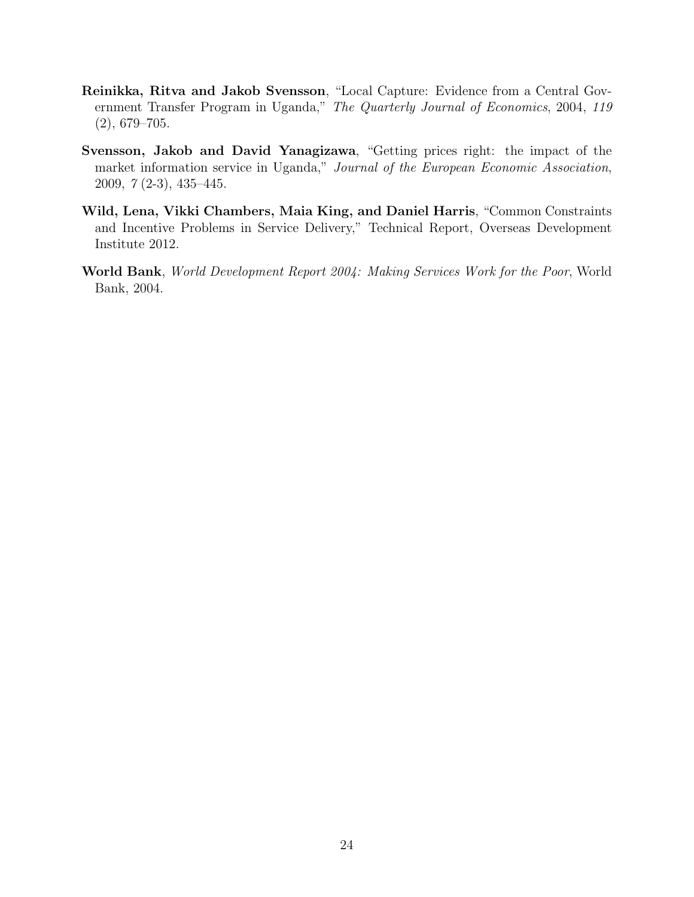**Reinikka, Ritva and Jakob Svensson**, "Local Capture: Evidence from a Central Government Transfer Program in Uganda," *The Quarterly Journal of Economics*, 2004, *119* (2), 679–705.

**Svensson, Jakob and David Yanagizawa**, "Getting prices right: the impact of the market information service in Uganda," *Journal of the European Economic Association*, 2009, *7* (2-3), 435–445.

**Wild, Lena, Vikki Chambers, Maia King, and Daniel Harris**, "Common Constraints and Incentive Problems in Service Delivery," Technical Report, Overseas Development Institute 2012.

**World Bank**, *World Development Report 2004: Making Services Work for the Poor*, World Bank, 2004.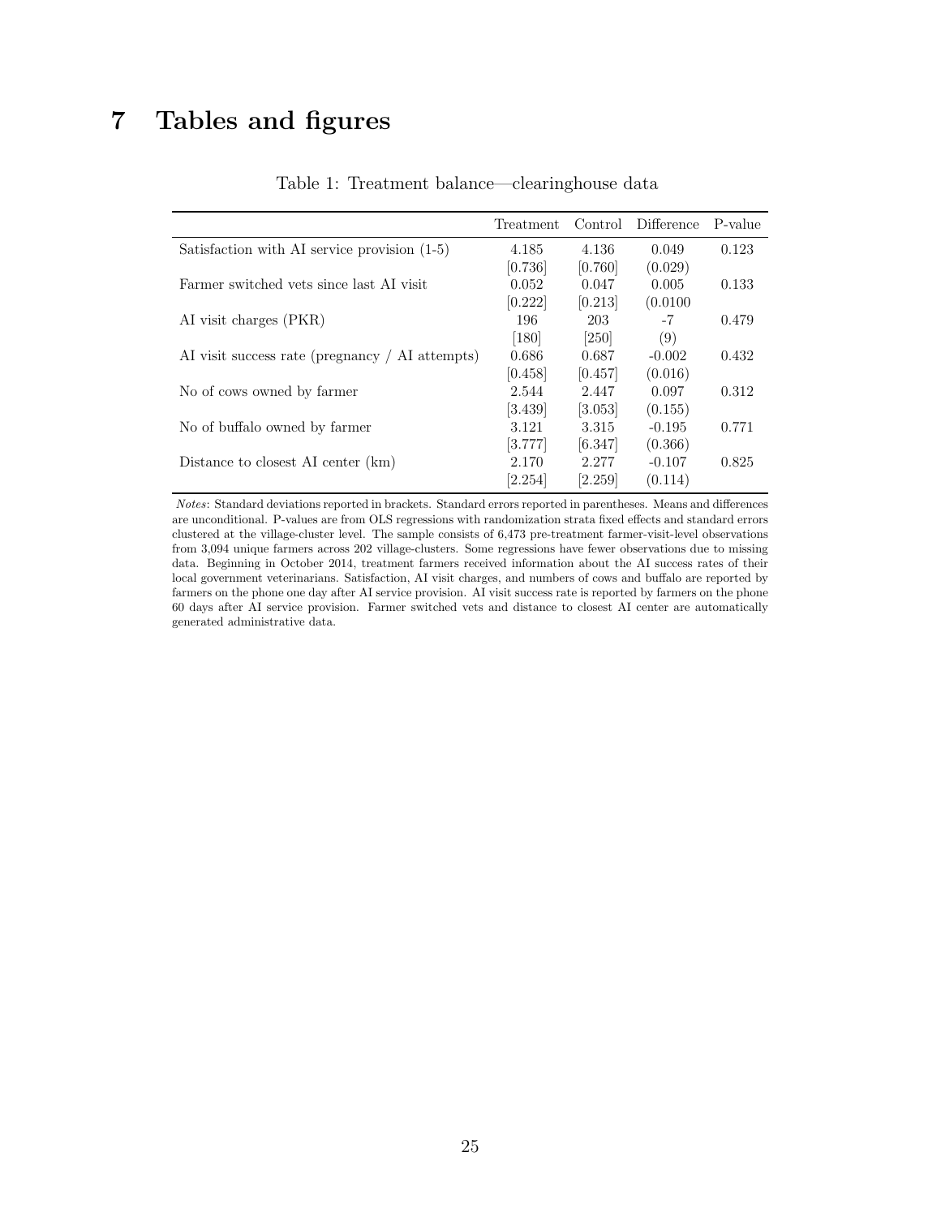# 7 Tables and figures

Table 1: Treatment balance—clearinghouse data

| | Treatment | Control | Difference | P-value |
|---|---|---|---|---|
| Satisfaction with AI service provision (1-5) | 4.185 | 4.136 | 0.049 | 0.123 |
| | [0.736] | [0.760] | (0.029) | |
| Farmer switched vets since last AI visit | 0.052 | 0.047 | 0.005 | 0.133 |
| | [0.222] | [0.213] | (0.0100 | |
| AI visit charges (PKR) | 196 | 203 | -7 | 0.479 |
| | [180] | [250] | (9) | |
| AI visit success rate (pregnancy / AI attempts) | 0.686 | 0.687 | -0.002 | 0.432 |
| | [0.458] | [0.457] | (0.016) | |
| No of cows owned by farmer | 2.544 | 2.447 | 0.097 | 0.312 |
| | [3.439] | [3.053] | (0.155) | |
| No of buffalo owned by farmer | 3.121 | 3.315 | -0.195 | 0.771 |
| | [3.777] | [6.347] | (0.366) | |
| Distance to closest AI center (km) | 2.170 | 2.277 | -0.107 | 0.825 |
| | [2.254] | [2.259] | (0.114) | |

*Notes*: Standard deviations reported in brackets. Standard errors reported in parentheses. Means and differences are unconditional. P-values are from OLS regressions with randomization strata fixed effects and standard errors clustered at the village-cluster level. The sample consists of 6,473 pre-treatment farmer-visit-level observations from 3,094 unique farmers across 202 village-clusters. Some regressions have fewer observations due to missing data. Beginning in October 2014, treatment farmers received information about the AI success rates of their local government veterinarians. Satisfaction, AI visit charges, and numbers of cows and buffalo are reported by farmers on the phone one day after AI service provision. AI visit success rate is reported by farmers on the phone 60 days after AI service provision. Farmer switched vets and distance to closest AI center are automatically generated administrative data.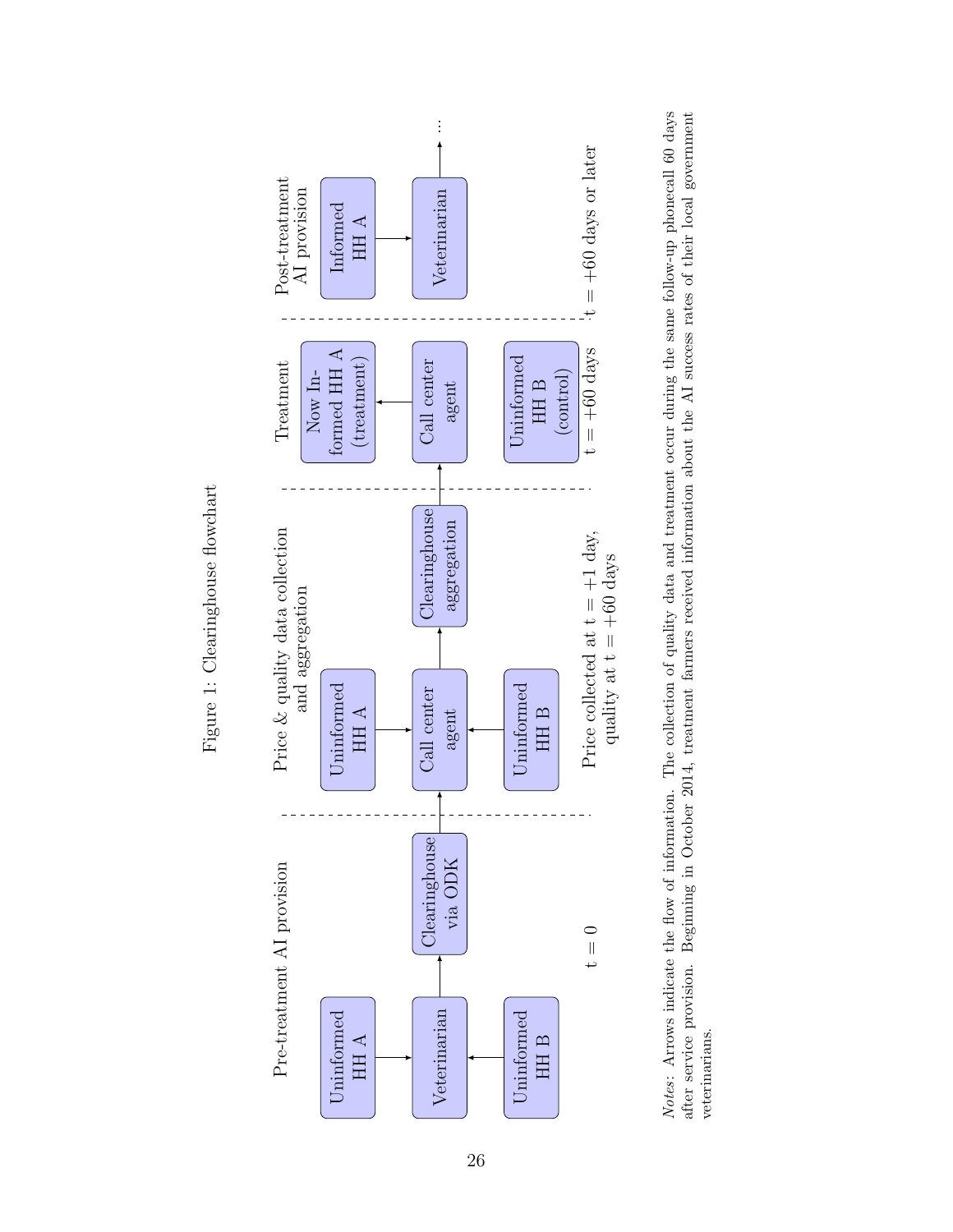Figure 1: Clearinghouse flowchart

| Pre-treatment AI provision | Price & quality data collection and aggregation | Treatment | Post-treatment AI provision |
| --- | --- | --- | --- |
| Uninformed HH A → Veterinarian ← Uninformed HH B; Veterinarian → Clearinghouse via ODK | Uninformed HH A → Call center agent ← Uninformed HH B; Call center agent → Clearinghouse aggregation | Clearinghouse aggregation → Call center agent → Now Informed HH A (treatment); Uninformed HH B (control) | Informed HH A → Veterinarian → ... |
| t = 0 | Price collected at t = +1 day, quality at t = +60 days | t = +60 days | t = +60 days or later |

*Notes*: Arrows indicate the flow of information. The collection of quality data and treatment occur during the same follow-up phonecall 60 days after service provision. Beginning in October 2014, treatment farmers received information about the AI success rates of their local government veterinarians.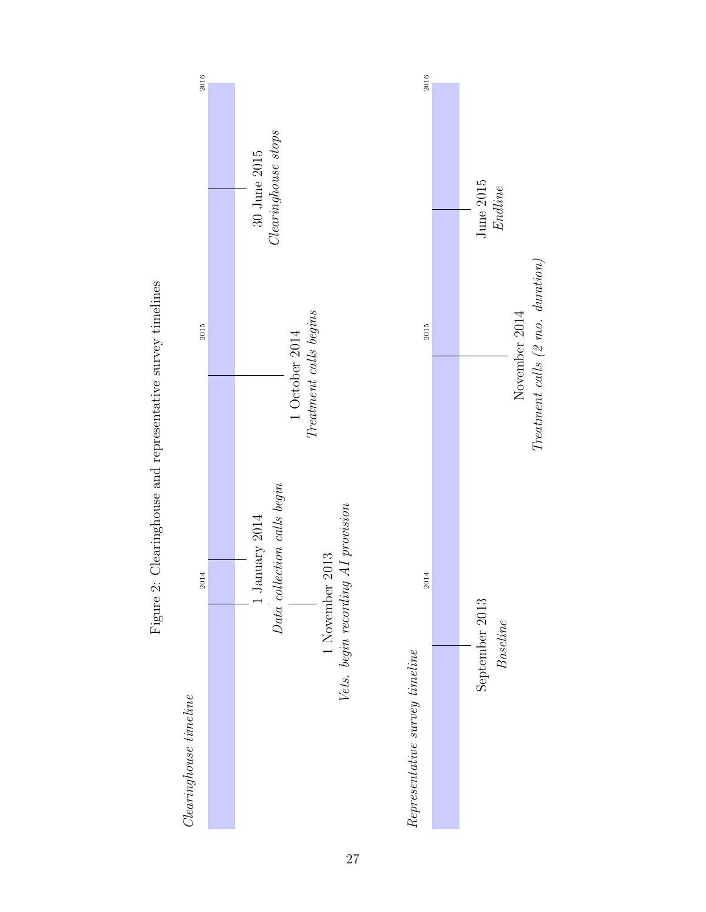Figure 2: Clearinghouse and representative survey timelines

*Clearinghouse timeline*

2014 | 2015 | 2016

- 1 November 2013 — *Vets. begin recording AI provision*
- 1 January 2014 — *Data collection calls begin*
- 1 October 2014 — *Treatment calls begins*
- 30 June 2015 — *Clearinghouse stops*

*Representative survey timeline*

2014 | 2015 | 2016

- September 2013 — *Baseline*
- November 2014 — *Treatment calls (2 mo. duration)*
- June 2015 — *Endline*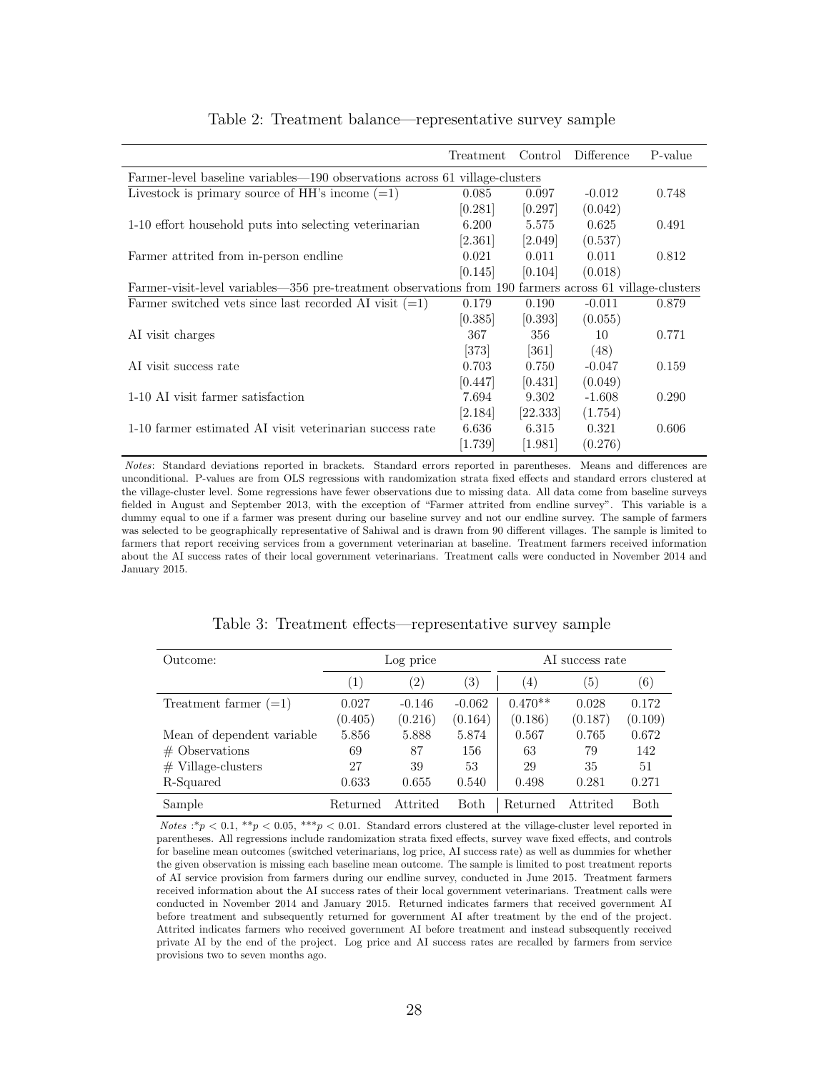Table 2: Treatment balance—representative survey sample

| | Treatment | Control | Difference | P-value |
|---|---|---|---|---|
| *Farmer-level baseline variables—190 observations across 61 village-clusters* | | | | |
| Livestock is primary source of HH's income (=1) | 0.085 | 0.097 | -0.012 | 0.748 |
| | [0.281] | [0.297] | (0.042) | |
| 1-10 effort household puts into selecting veterinarian | 6.200 | 5.575 | 0.625 | 0.491 |
| | [2.361] | [2.049] | (0.537) | |
| Farmer attrited from in-person endline | 0.021 | 0.011 | 0.011 | 0.812 |
| | [0.145] | [0.104] | (0.018) | |
| *Farmer-visit-level variables—356 pre-treatment observations from 190 farmers across 61 village-clusters* | | | | |
| Farmer switched vets since last recorded AI visit (=1) | 0.179 | 0.190 | -0.011 | 0.879 |
| | [0.385] | [0.393] | (0.055) | |
| AI visit charges | 367 | 356 | 10 | 0.771 |
| | [373] | [361] | (48) | |
| AI visit success rate | 0.703 | 0.750 | -0.047 | 0.159 |
| | [0.447] | [0.431] | (0.049) | |
| 1-10 AI visit farmer satisfaction | 7.694 | 9.302 | -1.608 | 0.290 |
| | [2.184] | [22.333] | (1.754) | |
| 1-10 farmer estimated AI visit veterinarian success rate | 6.636 | 6.315 | 0.321 | 0.606 |
| | [1.739] | [1.981] | (0.276) | |

*Notes*: Standard deviations reported in brackets. Standard errors reported in parentheses. Means and differences are unconditional. P-values are from OLS regressions with randomization strata fixed effects and standard errors clustered at the village-cluster level. Some regressions have fewer observations due to missing data. All data come from baseline surveys fielded in August and September 2013, with the exception of "Farmer attrited from endline survey". This variable is a dummy equal to one if a farmer was present during our baseline survey and not our endline survey. The sample of farmers was selected to be geographically representative of Sahiwal and is drawn from 90 different villages. The sample is limited to farmers that report receiving services from a government veterinarian at baseline. Treatment farmers received information about the AI success rates of their local government veterinarians. Treatment calls were conducted in November 2014 and January 2015.

Table 3: Treatment effects—representative survey sample

| Outcome: | Log price | | | AI success rate | | |
|---|---|---|---|---|---|---|
| | (1) | (2) | (3) | (4) | (5) | (6) |
| Treatment farmer (=1) | 0.027 | -0.146 | -0.062 | 0.470** | 0.028 | 0.172 |
| | (0.405) | (0.216) | (0.164) | (0.186) | (0.187) | (0.109) |
| Mean of dependent variable | 5.856 | 5.888 | 5.874 | 0.567 | 0.765 | 0.672 |
| # Observations | 69 | 87 | 156 | 63 | 79 | 142 |
| # Village-clusters | 27 | 39 | 53 | 29 | 35 | 51 |
| R-Squared | 0.633 | 0.655 | 0.540 | 0.498 | 0.281 | 0.271 |
| Sample | Returned | Attrited | Both | Returned | Attrited | Both |

*Notes* :*$p < 0.1$, **$p < 0.05$, ***$p < 0.01$. Standard errors clustered at the village-cluster level reported in parentheses. All regressions include randomization strata fixed effects, survey wave fixed effects, and controls for baseline mean outcomes (switched veterinarians, log price, AI success rate) as well as dummies for whether the given observation is missing each baseline mean outcome. The sample is limited to post treatment reports of AI service provision from farmers during our endline survey, conducted in June 2015. Treatment farmers received information about the AI success rates of their local government veterinarians. Treatment calls were conducted in November 2014 and January 2015. Returned indicates farmers that received government AI before treatment and subsequently returned for government AI after treatment by the end of the project. Attrited indicates farmers who received government AI before treatment and instead subsequently received private AI by the end of the project. Log price and AI success rates are recalled by farmers from service provisions two to seven months ago.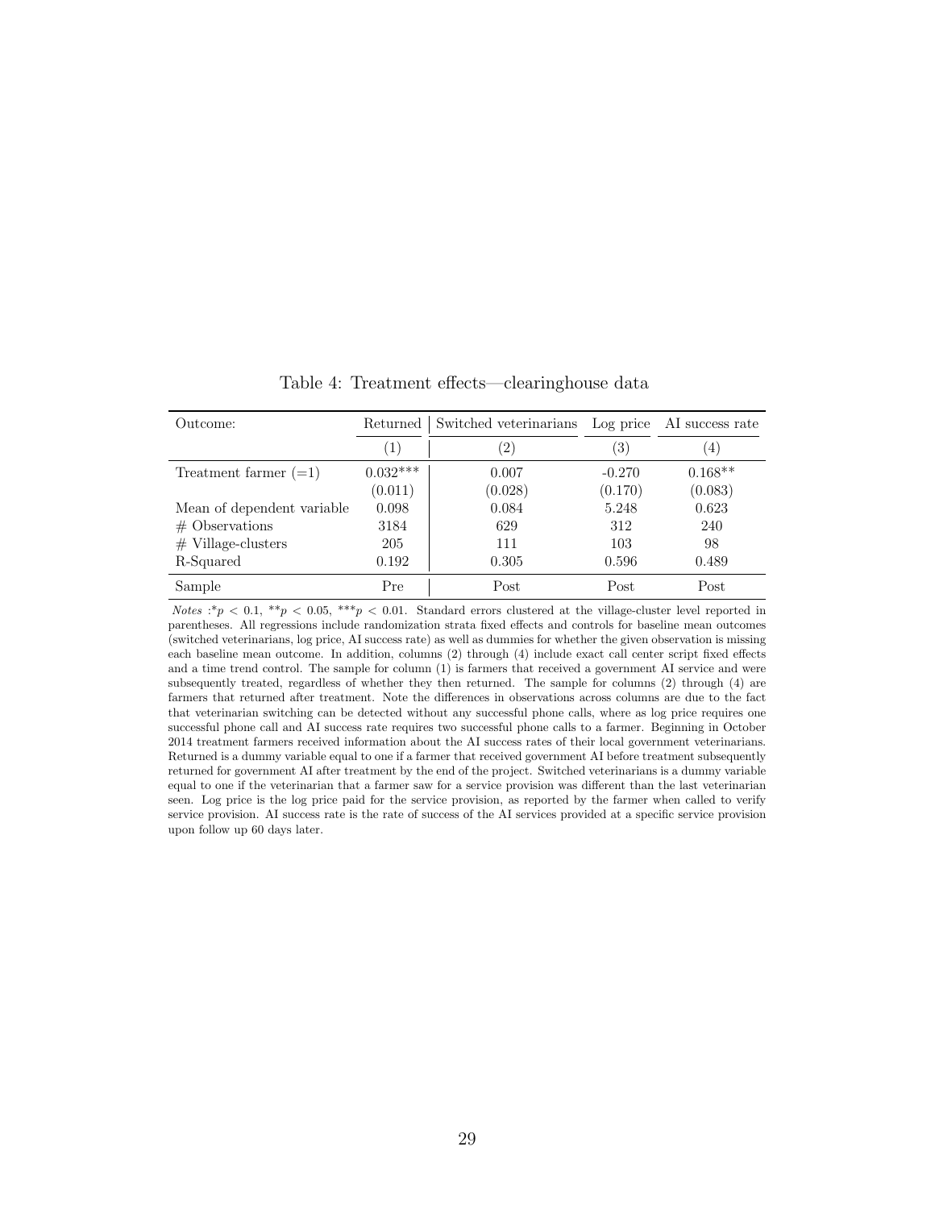Table 4: Treatment effects—clearinghouse data

| Outcome: | Returned | Switched veterinarians | Log price | AI success rate |
|---|---|---|---|---|
| | (1) | (2) | (3) | (4) |
| Treatment farmer (=1) | 0.032*** | 0.007 | -0.270 | 0.168** |
| | (0.011) | (0.028) | (0.170) | (0.083) |
| Mean of dependent variable | 0.098 | 0.084 | 5.248 | 0.623 |
| # Observations | 3184 | 629 | 312 | 240 |
| # Village-clusters | 205 | 111 | 103 | 98 |
| R-Squared | 0.192 | 0.305 | 0.596 | 0.489 |
| Sample | Pre | Post | Post | Post |

*Notes* :$^{*}p < 0.1$, $^{**}p < 0.05$, $^{***}p < 0.01$. Standard errors clustered at the village-cluster level reported in parentheses. All regressions include randomization strata fixed effects and controls for baseline mean outcomes (switched veterinarians, log price, AI success rate) as well as dummies for whether the given observation is missing each baseline mean outcome. In addition, columns (2) through (4) include exact call center script fixed effects and a time trend control. The sample for column (1) is farmers that received a government AI service and were subsequently treated, regardless of whether they then returned. The sample for columns (2) through (4) are farmers that returned after treatment. Note the differences in observations across columns are due to the fact that veterinarian switching can be detected without any successful phone calls, where as log price requires one successful phone call and AI success rate requires two successful phone calls to a farmer. Beginning in October 2014 treatment farmers received information about the AI success rates of their local government veterinarians. Returned is a dummy variable equal to one if a farmer that received government AI before treatment subsequently returned for government AI after treatment by the end of the project. Switched veterinarians is a dummy variable equal to one if the veterinarian that a farmer saw for a service provision was different than the last veterinarian seen. Log price is the log price paid for the service provision, as reported by the farmer when called to verify service provision. AI success rate is the rate of success of the AI services provided at a specific service provision upon follow up 60 days later.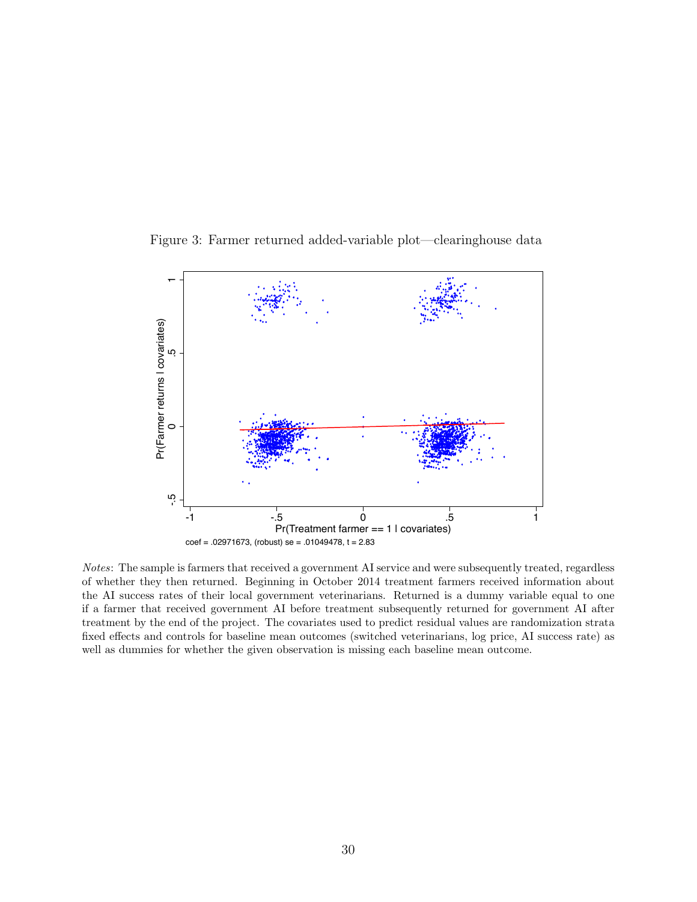Figure 3: Farmer returned added-variable plot—clearinghouse data

coef = .02971673, (robust) se = .01049478, t = 2.83

*Notes*: The sample is farmers that received a government AI service and were subsequently treated, regardless of whether they then returned. Beginning in October 2014 treatment farmers received information about the AI success rates of their local government veterinarians. Returned is a dummy variable equal to one if a farmer that received government AI before treatment subsequently returned for government AI after treatment by the end of the project. The covariates used to predict residual values are randomization strata fixed effects and controls for baseline mean outcomes (switched veterinarians, log price, AI success rate) as well as dummies for whether the given observation is missing each baseline mean outcome.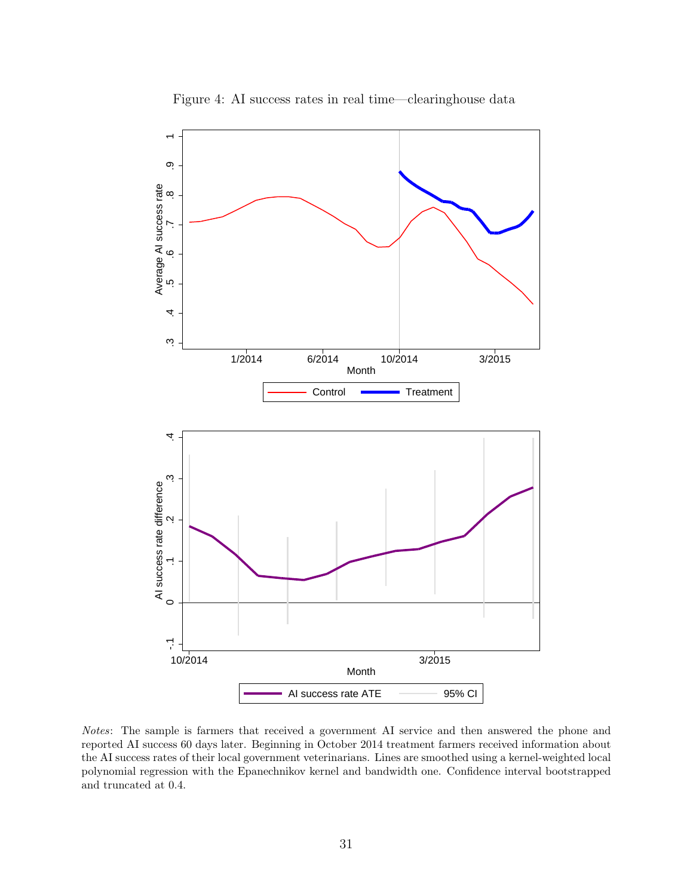Figure 4: AI success rates in real time—clearinghouse data

*Notes*: The sample is farmers that received a government AI service and then answered the phone and reported AI success 60 days later. Beginning in October 2014 treatment farmers received information about the AI success rates of their local government veterinarians. Lines are smoothed using a kernel-weighted local polynomial regression with the Epanechnikov kernel and bandwidth one. Confidence interval bootstrapped and truncated at 0.4.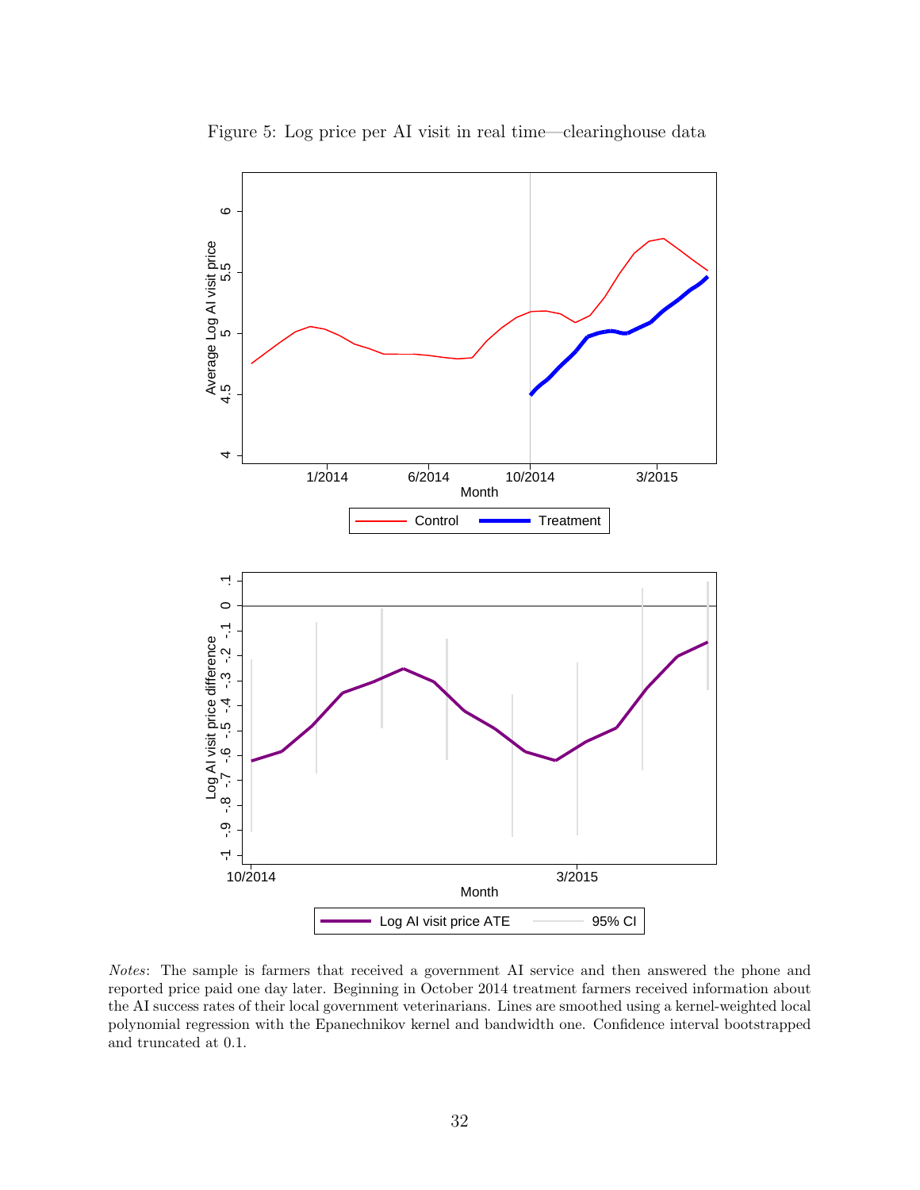Figure 5: Log price per AI visit in real time—clearinghouse data

*Notes*: The sample is farmers that received a government AI service and then answered the phone and reported price paid one day later. Beginning in October 2014 treatment farmers received information about the AI success rates of their local government veterinarians. Lines are smoothed using a kernel-weighted local polynomial regression with the Epanechnikov kernel and bandwidth one. Confidence interval bootstrapped and truncated at 0.1.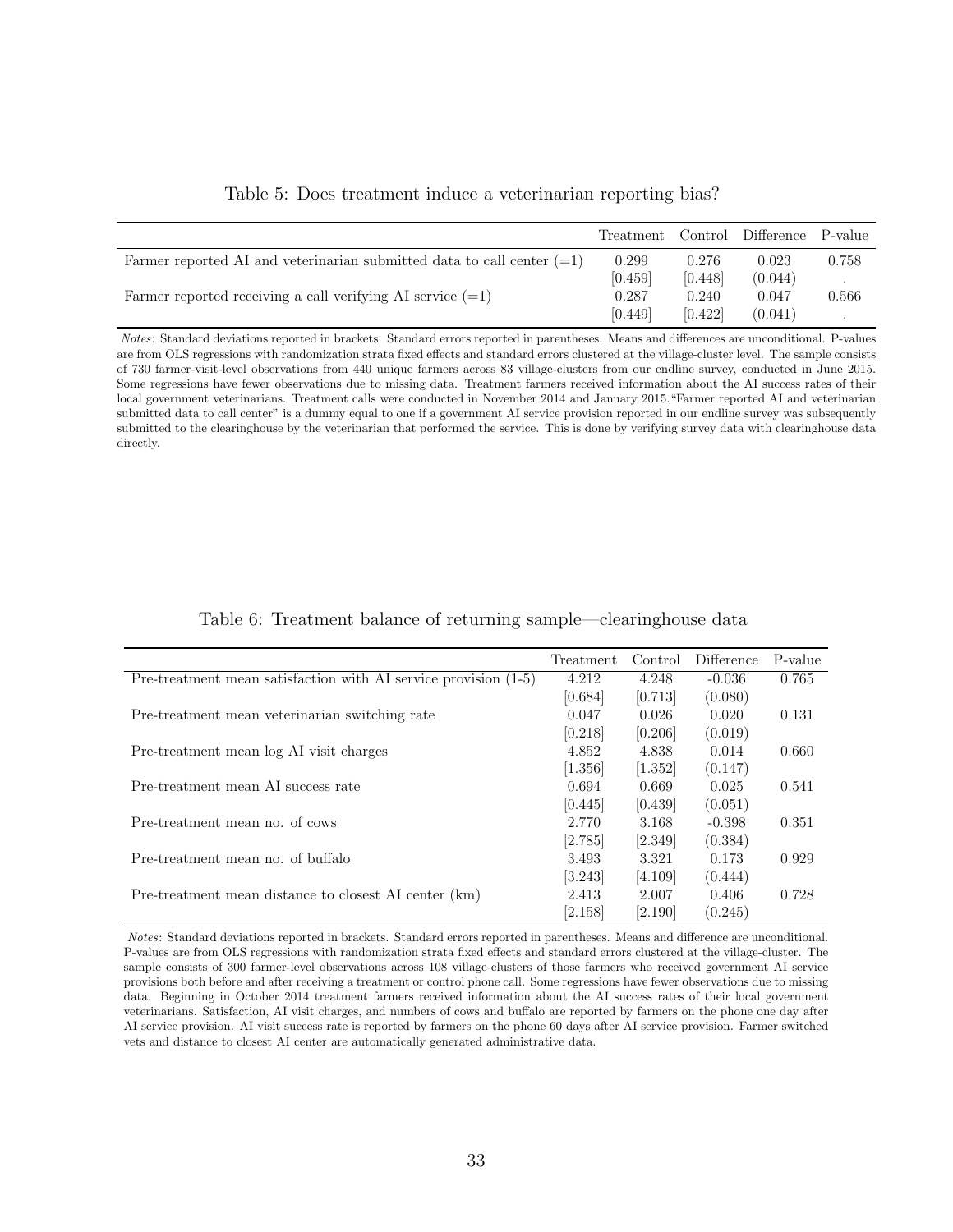Table 5: Does treatment induce a veterinarian reporting bias?

| | Treatment | Control | Difference | P-value |
|---|---|---|---|---|
| Farmer reported AI and veterinarian submitted data to call center (=1) | 0.299 | 0.276 | 0.023 | 0.758 |
| | [0.459] | [0.448] | (0.044) | . |
| Farmer reported receiving a call verifying AI service (=1) | 0.287 | 0.240 | 0.047 | 0.566 |
| | [0.449] | [0.422] | (0.041) | . |

*Notes*: Standard deviations reported in brackets. Standard errors reported in parentheses. Means and differences are unconditional. P-values are from OLS regressions with randomization strata fixed effects and standard errors clustered at the village-cluster level. The sample consists of 730 farmer-visit-level observations from 440 unique farmers across 83 village-clusters from our endline survey, conducted in June 2015. Some regressions have fewer observations due to missing data. Treatment farmers received information about the AI success rates of their local government veterinarians. Treatment calls were conducted in November 2014 and January 2015."Farmer reported AI and veterinarian submitted data to call center" is a dummy equal to one if a government AI service provision reported in our endline survey was subsequently submitted to the clearinghouse by the veterinarian that performed the service. This is done by verifying survey data with clearinghouse data directly.

Table 6: Treatment balance of returning sample—clearinghouse data

| | Treatment | Control | Difference | P-value |
|---|---|---|---|---|
| Pre-treatment mean satisfaction with AI service provision (1-5) | 4.212 | 4.248 | -0.036 | 0.765 |
| | [0.684] | [0.713] | (0.080) | |
| Pre-treatment mean veterinarian switching rate | 0.047 | 0.026 | 0.020 | 0.131 |
| | [0.218] | [0.206] | (0.019) | |
| Pre-treatment mean log AI visit charges | 4.852 | 4.838 | 0.014 | 0.660 |
| | [1.356] | [1.352] | (0.147) | |
| Pre-treatment mean AI success rate | 0.694 | 0.669 | 0.025 | 0.541 |
| | [0.445] | [0.439] | (0.051) | |
| Pre-treatment mean no. of cows | 2.770 | 3.168 | -0.398 | 0.351 |
| | [2.785] | [2.349] | (0.384) | |
| Pre-treatment mean no. of buffalo | 3.493 | 3.321 | 0.173 | 0.929 |
| | [3.243] | [4.109] | (0.444) | |
| Pre-treatment mean distance to closest AI center (km) | 2.413 | 2.007 | 0.406 | 0.728 |
| | [2.158] | [2.190] | (0.245) | |

*Notes*: Standard deviations reported in brackets. Standard errors reported in parentheses. Means and difference are unconditional. P-values are from OLS regressions with randomization strata fixed effects and standard errors clustered at the village-cluster. The sample consists of 300 farmer-level observations across 108 village-clusters of those farmers who received government AI service provisions both before and after receiving a treatment or control phone call. Some regressions have fewer observations due to missing data. Beginning in October 2014 treatment farmers received information about the AI success rates of their local government veterinarians. Satisfaction, AI visit charges, and numbers of cows and buffalo are reported by farmers on the phone one day after AI service provision. AI visit success rate is reported by farmers on the phone 60 days after AI service provision. Farmer switched vets and distance to closest AI center are automatically generated administrative data.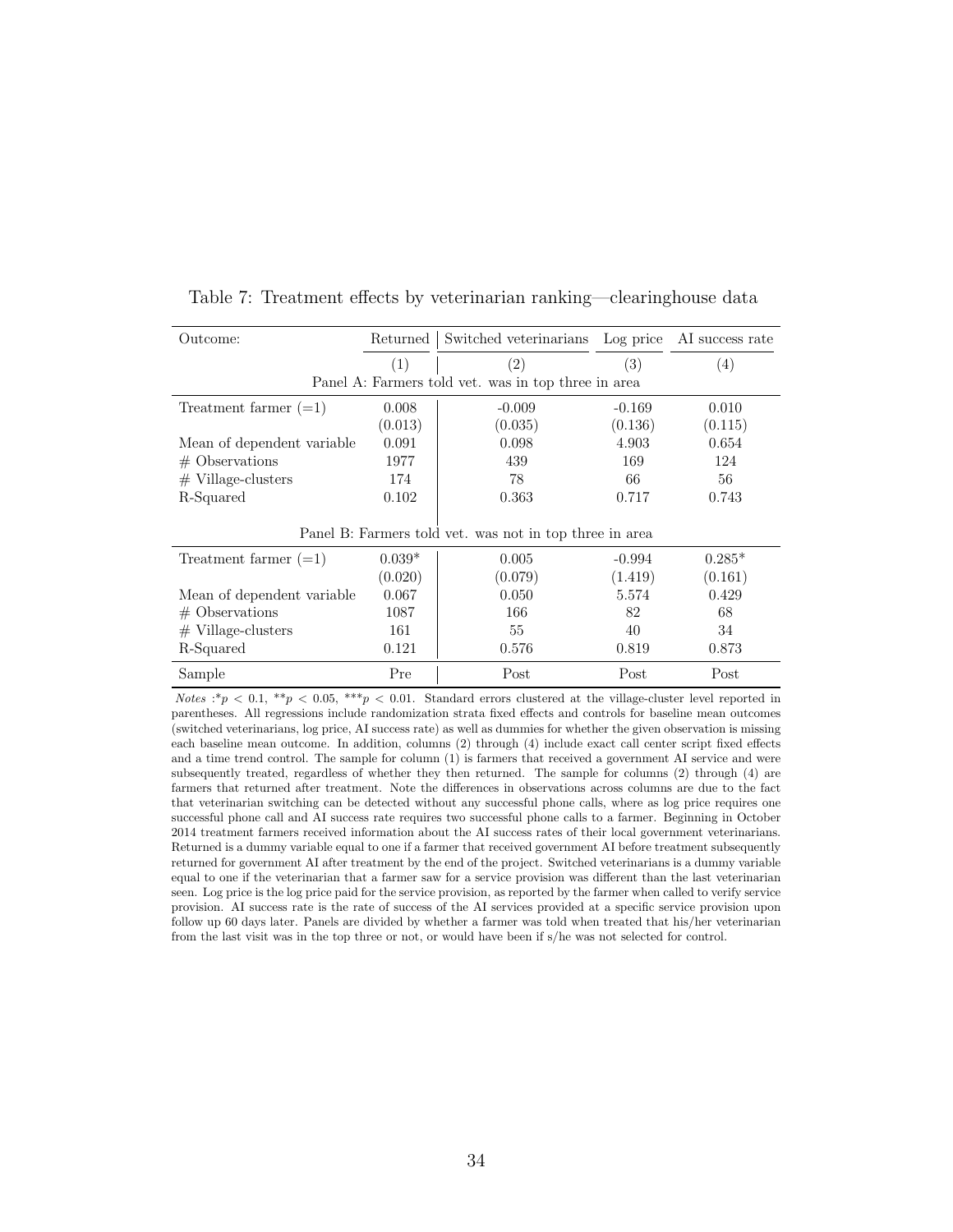Table 7: Treatment effects by veterinarian ranking—clearinghouse data

| Outcome: | Returned | Switched veterinarians | Log price | AI success rate |
|---|---|---|---|---|
| | (1) | (2) | (3) | (4) |
| **Panel A: Farmers told vet. was in top three in area** | | | | |
| Treatment farmer (=1) | 0.008 | -0.009 | -0.169 | 0.010 |
| | (0.013) | (0.035) | (0.136) | (0.115) |
| Mean of dependent variable | 0.091 | 0.098 | 4.903 | 0.654 |
| # Observations | 1977 | 439 | 169 | 124 |
| # Village-clusters | 174 | 78 | 66 | 56 |
| R-Squared | 0.102 | 0.363 | 0.717 | 0.743 |
| **Panel B: Farmers told vet. was not in top three in area** | | | | |
| Treatment farmer (=1) | 0.039* | 0.005 | -0.994 | 0.285* |
| | (0.020) | (0.079) | (1.419) | (0.161) |
| Mean of dependent variable | 0.067 | 0.050 | 5.574 | 0.429 |
| # Observations | 1087 | 166 | 82 | 68 |
| # Village-clusters | 161 | 55 | 40 | 34 |
| R-Squared | 0.121 | 0.576 | 0.819 | 0.873 |
| Sample | Pre | Post | Post | Post |

*Notes* :*$p < 0.1$, **$p < 0.05$, ***$p < 0.01$. Standard errors clustered at the village-cluster level reported in parentheses. All regressions include randomization strata fixed effects and controls for baseline mean outcomes (switched veterinarians, log price, AI success rate) as well as dummies for whether the given observation is missing each baseline mean outcome. In addition, columns (2) through (4) include exact call center script fixed effects and a time trend control. The sample for column (1) is farmers that received a government AI service and were subsequently treated, regardless of whether they then returned. The sample for columns (2) through (4) are farmers that returned after treatment. Note the differences in observations across columns are due to the fact that veterinarian switching can be detected without any successful phone calls, where as log price requires one successful phone call and AI success rate requires two successful phone calls to a farmer. Beginning in October 2014 treatment farmers received information about the AI success rates of their local government veterinarians. Returned is a dummy variable equal to one if a farmer that received government AI before treatment subsequently returned for government AI after treatment by the end of the project. Switched veterinarians is a dummy variable equal to one if the veterinarian that a farmer saw for a service provision was different than the last veterinarian seen. Log price is the log price paid for the service provision, as reported by the farmer when called to verify service provision. AI success rate is the rate of success of the AI services provided at a specific service provision upon follow up 60 days later. Panels are divided by whether a farmer was told when treated that his/her veterinarian from the last visit was in the top three or not, or would have been if s/he was not selected for control.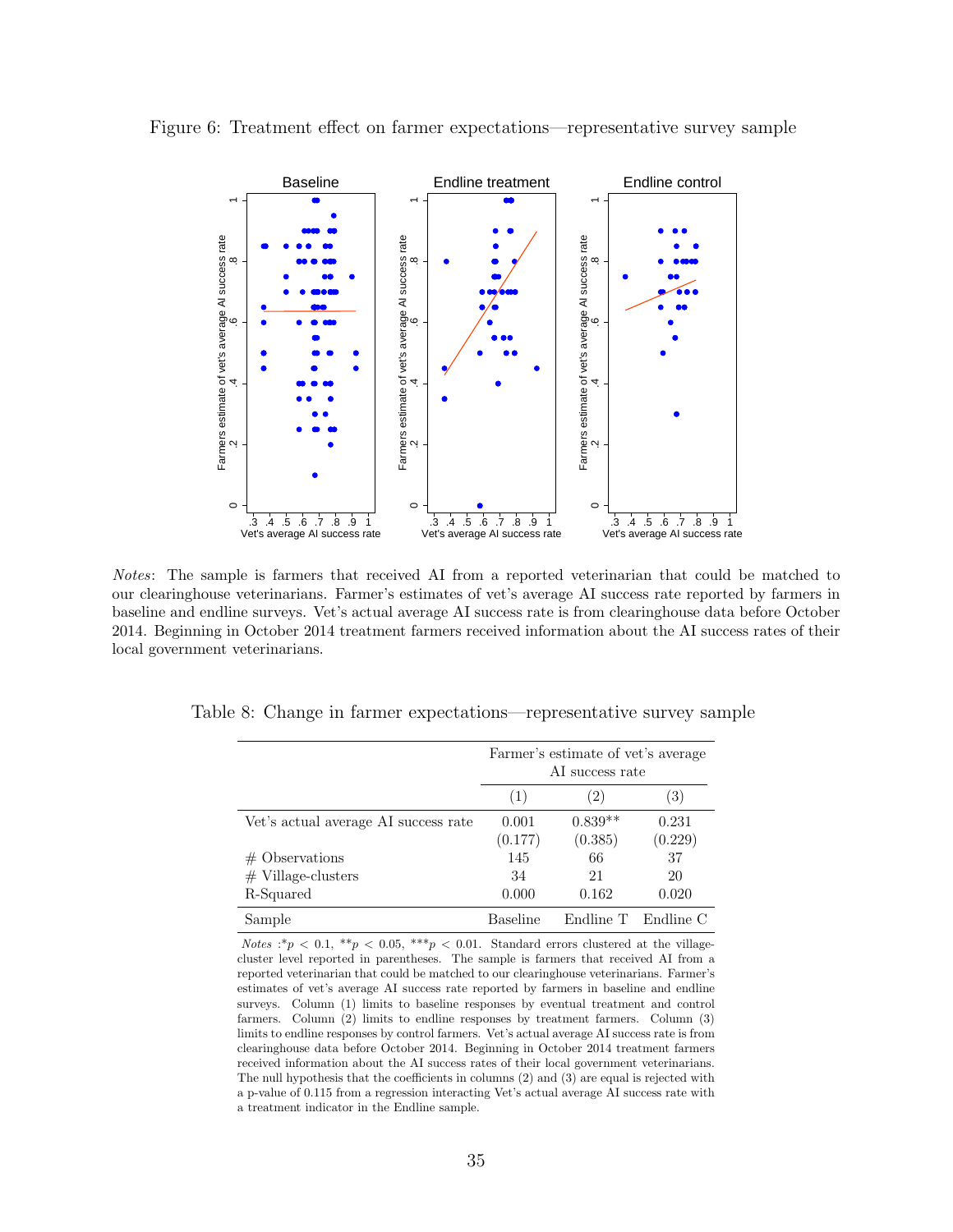Figure 6: Treatment effect on farmer expectations—representative survey sample

*Notes*: The sample is farmers that received AI from a reported veterinarian that could be matched to our clearinghouse veterinarians. Farmer's estimates of vet's average AI success rate reported by farmers in baseline and endline surveys. Vet's actual average AI success rate is from clearinghouse data before October 2014. Beginning in October 2014 treatment farmers received information about the AI success rates of their local government veterinarians.

Table 8: Change in farmer expectations—representative survey sample

| | Farmer's estimate of vet's average AI success rate | | |
|---|---|---|---|
| | (1) | (2) | (3) |
| Vet's actual average AI success rate | 0.001 | 0.839** | 0.231 |
| | (0.177) | (0.385) | (0.229) |
| # Observations | 145 | 66 | 37 |
| # Village-clusters | 34 | 21 | 20 |
| R-Squared | 0.000 | 0.162 | 0.020 |
| Sample | Baseline | Endline T | Endline C |

*Notes* : $^{*}p < 0.1$, $^{**}p < 0.05$, $^{***}p < 0.01$. Standard errors clustered at the village-cluster level reported in parentheses. The sample is farmers that received AI from a reported veterinarian that could be matched to our clearinghouse veterinarians. Farmer's estimates of vet's average AI success rate reported by farmers in baseline and endline surveys. Column (1) limits to baseline responses by eventual treatment and control farmers. Column (2) limits to endline responses by treatment farmers. Column (3) limits to endline responses by control farmers. Vet's actual average AI success rate is from clearinghouse data before October 2014. Beginning in October 2014 treatment farmers received information about the AI success rates of their local government veterinarians. The null hypothesis that the coefficients in columns (2) and (3) are equal is rejected with a p-value of 0.115 from a regression interacting Vet's actual average AI success rate with a treatment indicator in the Endline sample.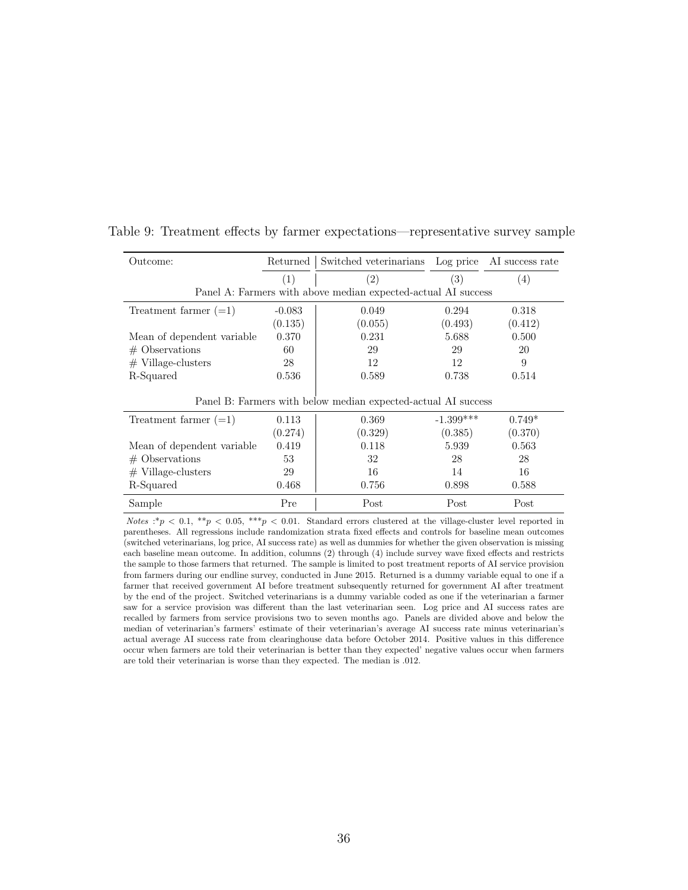Table 9: Treatment effects by farmer expectations—representative survey sample

| Outcome: | Returned | Switched veterinarians | Log price | AI success rate |
|---|---|---|---|---|
| | (1) | (2) | (3) | (4) |
| Panel A: Farmers with above median expected-actual AI success | | | | |
| Treatment farmer (=1) | -0.083 | 0.049 | 0.294 | 0.318 |
| | (0.135) | (0.055) | (0.493) | (0.412) |
| Mean of dependent variable | 0.370 | 0.231 | 5.688 | 0.500 |
| # Observations | 60 | 29 | 29 | 20 |
| # Village-clusters | 28 | 12 | 12 | 9 |
| R-Squared | 0.536 | 0.589 | 0.738 | 0.514 |
| Panel B: Farmers with below median expected-actual AI success | | | | |
| Treatment farmer (=1) | 0.113 | 0.369 | -1.399*** | 0.749* |
| | (0.274) | (0.329) | (0.385) | (0.370) |
| Mean of dependent variable | 0.419 | 0.118 | 5.939 | 0.563 |
| # Observations | 53 | 32 | 28 | 28 |
| # Village-clusters | 29 | 16 | 14 | 16 |
| R-Squared | 0.468 | 0.756 | 0.898 | 0.588 |
| Sample | Pre | Post | Post | Post |

*Notes* :*$p < 0.1$, **$p < 0.05$, ***$p < 0.01$. Standard errors clustered at the village-cluster level reported in parentheses. All regressions include randomization strata fixed effects and controls for baseline mean outcomes (switched veterinarians, log price, AI success rate) as well as dummies for whether the given observation is missing each baseline mean outcome. In addition, columns (2) through (4) include survey wave fixed effects and restricts the sample to those farmers that returned. The sample is limited to post treatment reports of AI service provision from farmers during our endline survey, conducted in June 2015. Returned is a dummy variable equal to one if a farmer that received government AI before treatment subsequently returned for government AI after treatment by the end of the project. Switched veterinarians is a dummy variable coded as one if the veterinarian a farmer saw for a service provision was different than the last veterinarian seen. Log price and AI success rates are recalled by farmers from service provisions two to seven months ago. Panels are divided above and below the median of veterinarian's farmers' estimate of their veterinarian's average AI success rate minus veterinarian's actual average AI success rate from clearinghouse data before October 2014. Positive values in this difference occur when farmers are told their veterinarian is better than they expected' negative values occur when farmers are told their veterinarian is worse than they expected. The median is .012.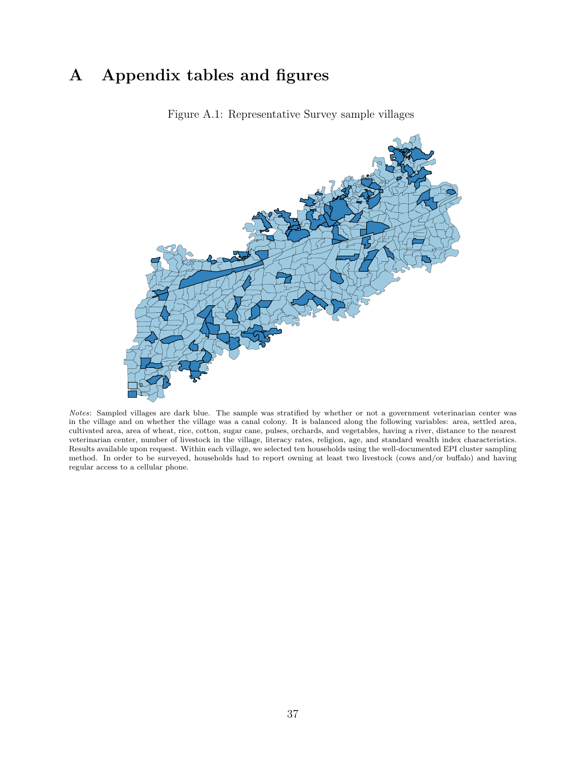# A Appendix tables and figures

Figure A.1: Representative Survey sample villages

*Notes*: Sampled villages are dark blue. The sample was stratified by whether or not a government veterinarian center was in the village and on whether the village was a canal colony. It is balanced along the following variables: area, settled area, cultivated area, area of wheat, rice, cotton, sugar cane, pulses, orchards, and vegetables, having a river, distance to the nearest veterinarian center, number of livestock in the village, literacy rates, religion, age, and standard wealth index characteristics. Results available upon request. Within each village, we selected ten households using the well-documented EPI cluster sampling method. In order to be surveyed, households had to report owning at least two livestock (cows and/or buffalo) and having regular access to a cellular phone.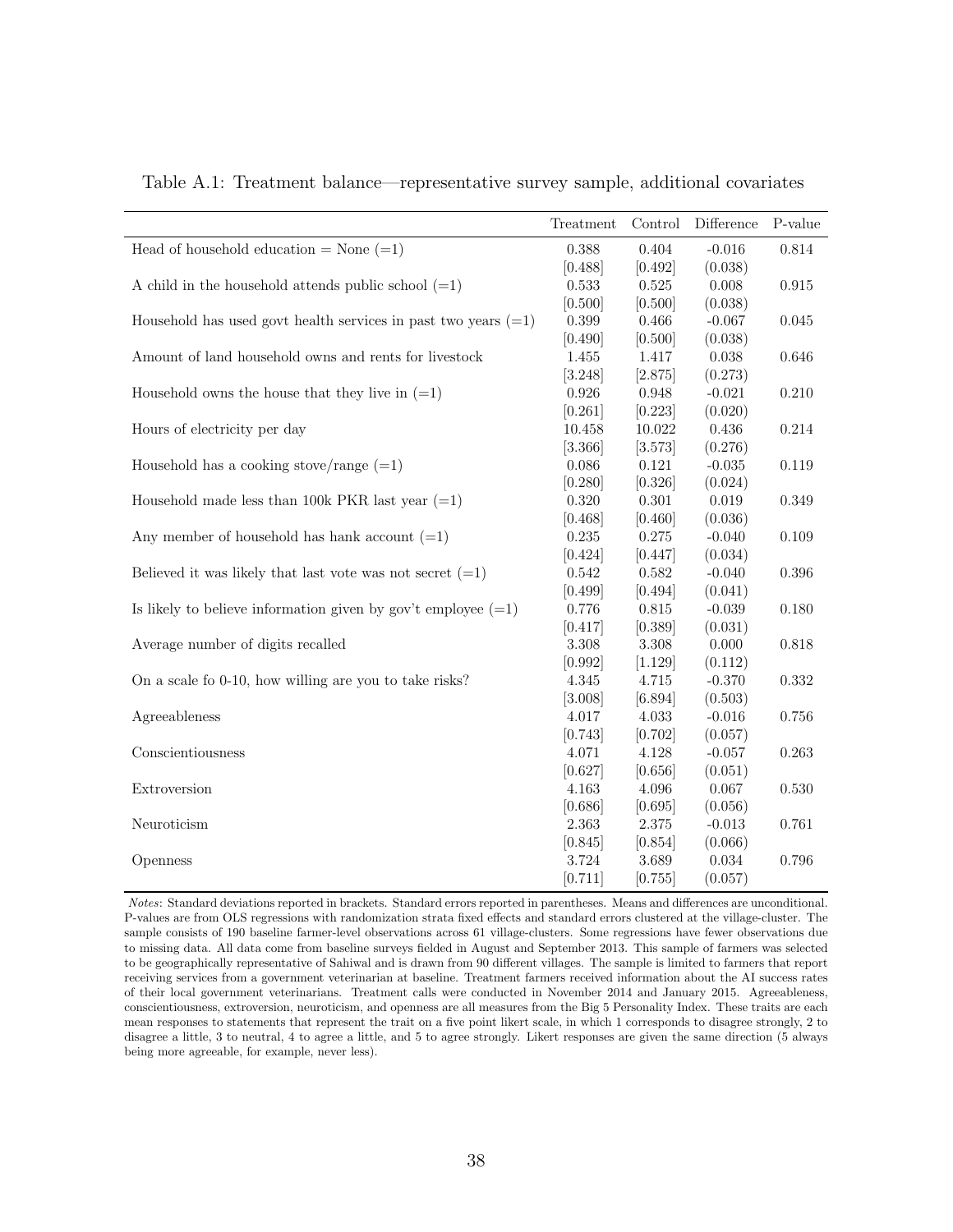Table A.1: Treatment balance—representative survey sample, additional covariates

| | Treatment | Control | Difference | P-value |
|---|---|---|---|---|
| Head of household education = None (=1) | 0.388 | 0.404 | -0.016 | 0.814 |
| | [0.488] | [0.492] | (0.038) | |
| A child in the household attends public school (=1) | 0.533 | 0.525 | 0.008 | 0.915 |
| | [0.500] | [0.500] | (0.038) | |
| Household has used govt health services in past two years (=1) | 0.399 | 0.466 | -0.067 | 0.045 |
| | [0.490] | [0.500] | (0.038) | |
| Amount of land household owns and rents for livestock | 1.455 | 1.417 | 0.038 | 0.646 |
| | [3.248] | [2.875] | (0.273) | |
| Household owns the house that they live in (=1) | 0.926 | 0.948 | -0.021 | 0.210 |
| | [0.261] | [0.223] | (0.020) | |
| Hours of electricity per day | 10.458 | 10.022 | 0.436 | 0.214 |
| | [3.366] | [3.573] | (0.276) | |
| Household has a cooking stove/range (=1) | 0.086 | 0.121 | -0.035 | 0.119 |
| | [0.280] | [0.326] | (0.024) | |
| Household made less than 100k PKR last year (=1) | 0.320 | 0.301 | 0.019 | 0.349 |
| | [0.468] | [0.460] | (0.036) | |
| Any member of household has hank account (=1) | 0.235 | 0.275 | -0.040 | 0.109 |
| | [0.424] | [0.447] | (0.034) | |
| Believed it was likely that last vote was not secret (=1) | 0.542 | 0.582 | -0.040 | 0.396 |
| | [0.499] | [0.494] | (0.041) | |
| Is likely to believe information given by gov't employee (=1) | 0.776 | 0.815 | -0.039 | 0.180 |
| | [0.417] | [0.389] | (0.031) | |
| Average number of digits recalled | 3.308 | 3.308 | 0.000 | 0.818 |
| | [0.992] | [1.129] | (0.112) | |
| On a scale fo 0-10, how willing are you to take risks? | 4.345 | 4.715 | -0.370 | 0.332 |
| | [3.008] | [6.894] | (0.503) | |
| Agreeableness | 4.017 | 4.033 | -0.016 | 0.756 |
| | [0.743] | [0.702] | (0.057) | |
| Conscientiousness | 4.071 | 4.128 | -0.057 | 0.263 |
| | [0.627] | [0.656] | (0.051) | |
| Extroversion | 4.163 | 4.096 | 0.067 | 0.530 |
| | [0.686] | [0.695] | (0.056) | |
| Neuroticism | 2.363 | 2.375 | -0.013 | 0.761 |
| | [0.845] | [0.854] | (0.066) | |
| Openness | 3.724 | 3.689 | 0.034 | 0.796 |
| | [0.711] | [0.755] | (0.057) | |

*Notes*: Standard deviations reported in brackets. Standard errors reported in parentheses. Means and differences are unconditional. P-values are from OLS regressions with randomization strata fixed effects and standard errors clustered at the village-cluster. The sample consists of 190 baseline farmer-level observations across 61 village-clusters. Some regressions have fewer observations due to missing data. All data come from baseline surveys fielded in August and September 2013. This sample of farmers was selected to be geographically representative of Sahiwal and is drawn from 90 different villages. The sample is limited to farmers that report receiving services from a government veterinarian at baseline. Treatment farmers received information about the AI success rates of their local government veterinarians. Treatment calls were conducted in November 2014 and January 2015. Agreeableness, conscientiousness, extroversion, neuroticism, and openness are all measures from the Big 5 Personality Index. These traits are each mean responses to statements that represent the trait on a five point likert scale, in which 1 corresponds to disagree strongly, 2 to disagree a little, 3 to neutral, 4 to agree a little, and 5 to agree strongly. Likert responses are given the same direction (5 always being more agreeable, for example, never less).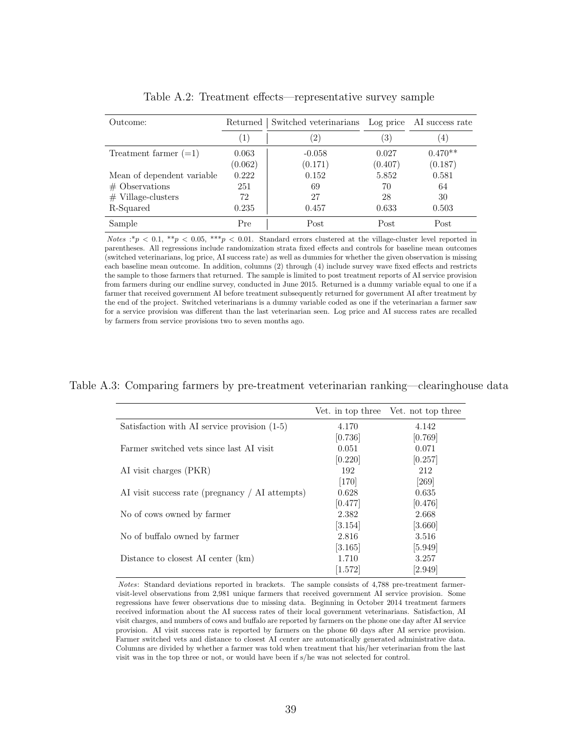Table A.2: Treatment effects—representative survey sample

| Outcome: | Returned | Switched veterinarians | Log price | AI success rate |
|---|---|---|---|---|
| | (1) | (2) | (3) | (4) |
| Treatment farmer (=1) | 0.063 | -0.058 | 0.027 | 0.470** |
| | (0.062) | (0.171) | (0.407) | (0.187) |
| Mean of dependent variable | 0.222 | 0.152 | 5.852 | 0.581 |
| # Observations | 251 | 69 | 70 | 64 |
| # Village-clusters | 72 | 27 | 28 | 30 |
| R-Squared | 0.235 | 0.457 | 0.633 | 0.503 |
| Sample | Pre | Post | Post | Post |

*Notes* :* $p < 0.1$, ** $p < 0.05$, *** $p < 0.01$. Standard errors clustered at the village-cluster level reported in parentheses. All regressions include randomization strata fixed effects and controls for baseline mean outcomes (switched veterinarians, log price, AI success rate) as well as dummies for whether the given observation is missing each baseline mean outcome. In addition, columns (2) through (4) include survey wave fixed effects and restricts the sample to those farmers that returned. The sample is limited to post treatment reports of AI service provision from farmers during our endline survey, conducted in June 2015. Returned is a dummy variable equal to one if a farmer that received government AI before treatment subsequently returned for government AI after treatment by the end of the project. Switched veterinarians is a dummy variable coded as one if the veterinarian a farmer saw for a service provision was different than the last veterinarian seen. Log price and AI success rates are recalled by farmers from service provisions two to seven months ago.

Table A.3: Comparing farmers by pre-treatment veterinarian ranking—clearinghouse data

| | Vet. in top three | Vet. not top three |
|---|---|---|
| Satisfaction with AI service provision (1-5) | 4.170 | 4.142 |
| | [0.736] | [0.769] |
| Farmer switched vets since last AI visit | 0.051 | 0.071 |
| | [0.220] | [0.257] |
| AI visit charges (PKR) | 192 | 212 |
| | [170] | [269] |
| AI visit success rate (pregnancy / AI attempts) | 0.628 | 0.635 |
| | [0.477] | [0.476] |
| No of cows owned by farmer | 2.382 | 2.668 |
| | [3.154] | [3.660] |
| No of buffalo owned by farmer | 2.816 | 3.516 |
| | [3.165] | [5.949] |
| Distance to closest AI center (km) | 1.710 | 3.257 |
| | [1.572] | [2.949] |

*Notes*: Standard deviations reported in brackets. The sample consists of 4,788 pre-treatment farmer-visit-level observations from 2,981 unique farmers that received government AI service provision. Some regressions have fewer observations due to missing data. Beginning in October 2014 treatment farmers received information about the AI success rates of their local government veterinarians. Satisfaction, AI visit charges, and numbers of cows and buffalo are reported by farmers on the phone one day after AI service provision. AI visit success rate is reported by farmers on the phone 60 days after AI service provision. Farmer switched vets and distance to closest AI center are automatically generated administrative data. Columns are divided by whether a farmer was told when treatment that his/her veterinarian from the last visit was in the top three or not, or would have been if s/he was not selected for control.